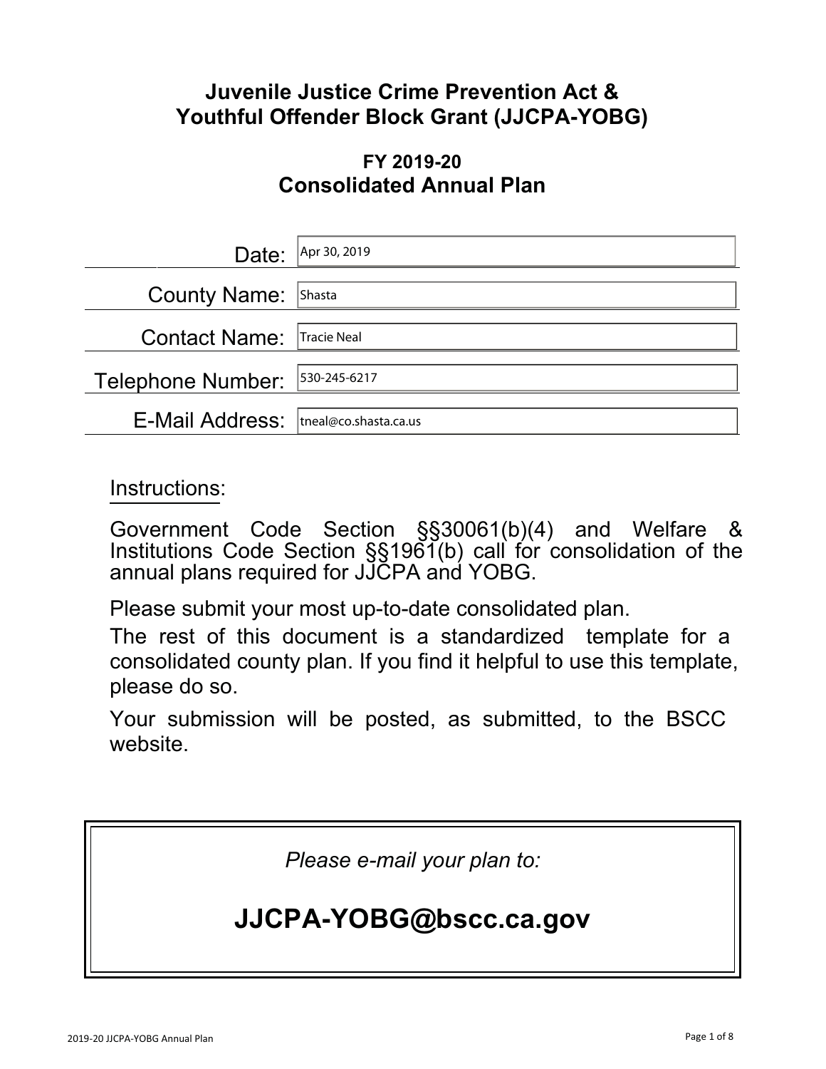# Juvenile Justice Crime Prevention Act & Youthful Offender Block Grant (JJCPA-YOBG)

## FY 2019-20
## Consolidated Annual Plan

| | |
|---|---|
| Date: | Apr 30, 2019 |
| County Name: | Shasta |
| Contact Name: | Tracie Neal |
| Telephone Number: | 530-245-6217 |
| E-Mail Address: | tneal@co.shasta.ca.us |

Instructions:

Government Code Section §§30061(b)(4) and Welfare & Institutions Code Section §§1961(b) call for consolidation of the annual plans required for JJCPA and YOBG.

Please submit your most up-to-date consolidated plan.

The rest of this document is a standardized template for a consolidated county plan. If you find it helpful to use this template, please do so.

Your submission will be posted, as submitted, to the BSCC website.

*Please e-mail your plan to:*

**JJCPA-YOBG@bscc.ca.gov**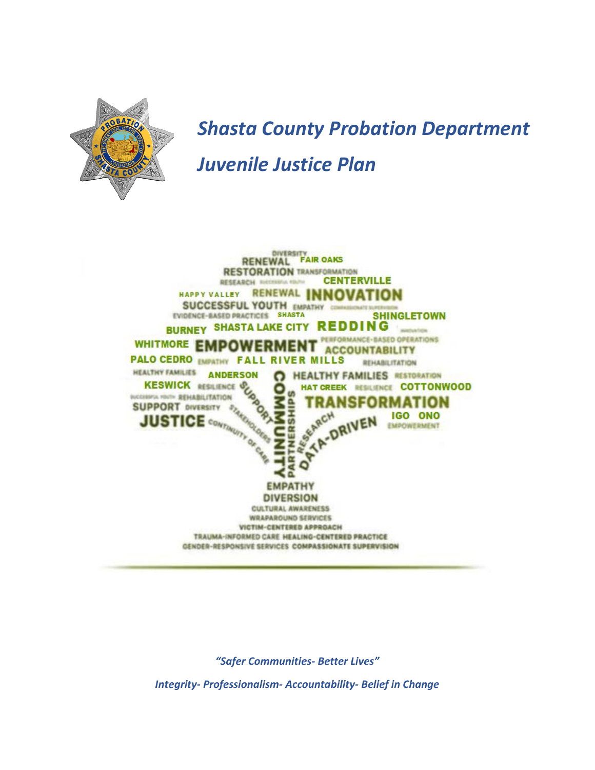# *Shasta County Probation Department*

# *Juvenile Justice Plan*

***"Safer Communities- Better Lives"***

***Integrity- Professionalism- Accountability- Belief in Change***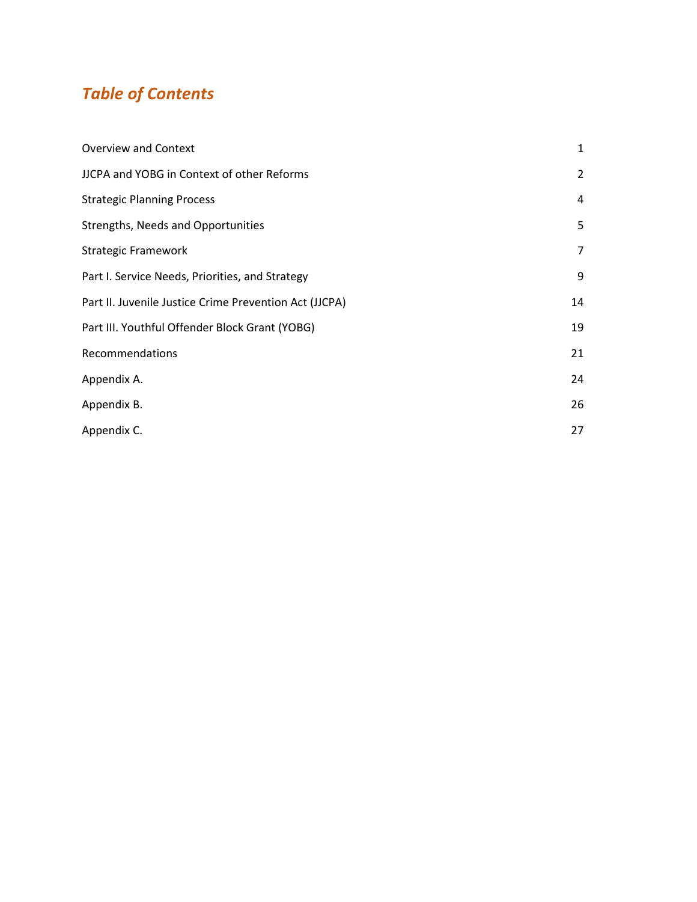# *Table of Contents*

| | |
|---|---|
| Overview and Context | 1 |
| JJCPA and YOBG in Context of other Reforms | 2 |
| Strategic Planning Process | 4 |
| Strengths, Needs and Opportunities | 5 |
| Strategic Framework | 7 |
| Part I. Service Needs, Priorities, and Strategy | 9 |
| Part II. Juvenile Justice Crime Prevention Act (JJCPA) | 14 |
| Part III. Youthful Offender Block Grant (YOBG) | 19 |
| Recommendations | 21 |
| Appendix A. | 24 |
| Appendix B. | 26 |
| Appendix C. | 27 |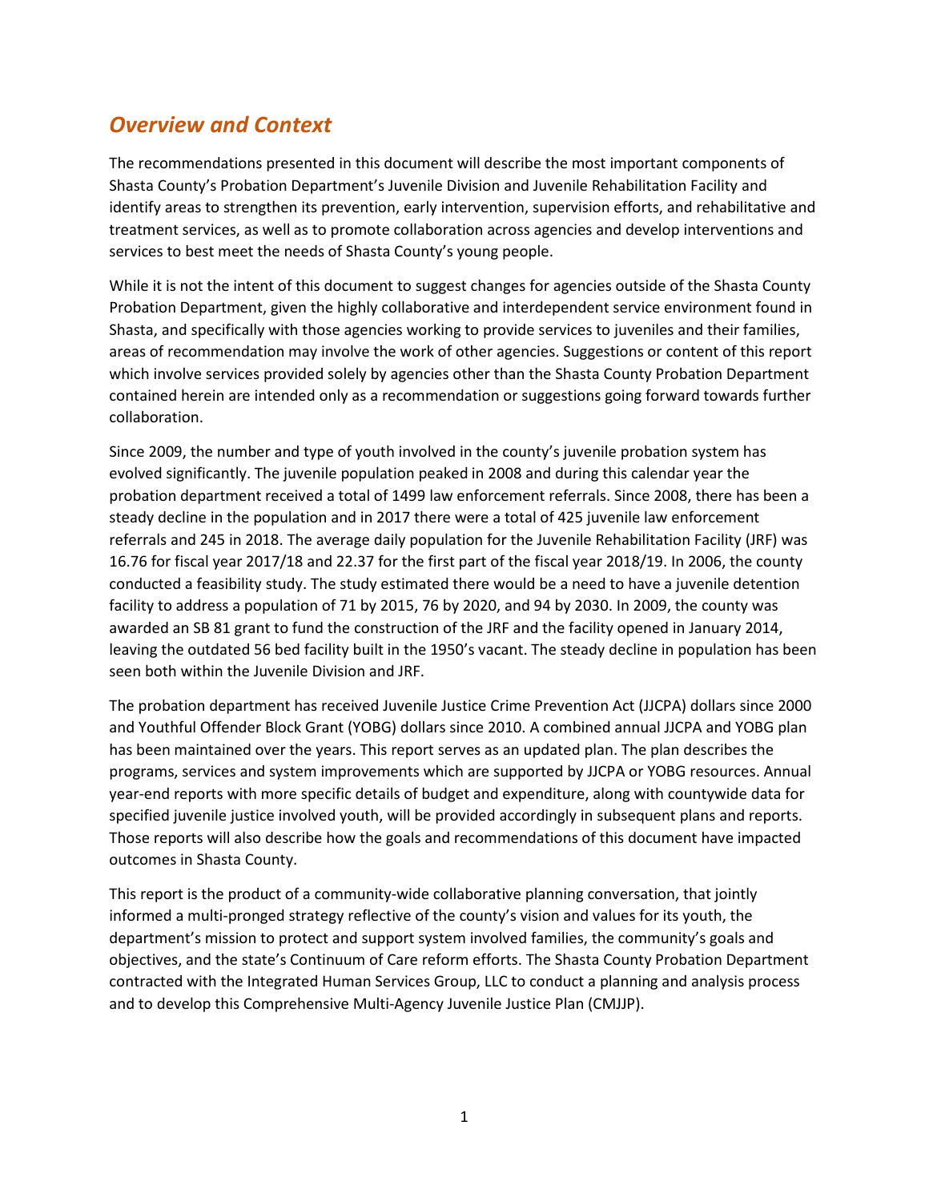## *Overview and Context*

The recommendations presented in this document will describe the most important components of Shasta County's Probation Department's Juvenile Division and Juvenile Rehabilitation Facility and identify areas to strengthen its prevention, early intervention, supervision efforts, and rehabilitative and treatment services, as well as to promote collaboration across agencies and develop interventions and services to best meet the needs of Shasta County's young people.

While it is not the intent of this document to suggest changes for agencies outside of the Shasta County Probation Department, given the highly collaborative and interdependent service environment found in Shasta, and specifically with those agencies working to provide services to juveniles and their families, areas of recommendation may involve the work of other agencies. Suggestions or content of this report which involve services provided solely by agencies other than the Shasta County Probation Department contained herein are intended only as a recommendation or suggestions going forward towards further collaboration.

Since 2009, the number and type of youth involved in the county's juvenile probation system has evolved significantly. The juvenile population peaked in 2008 and during this calendar year the probation department received a total of 1499 law enforcement referrals. Since 2008, there has been a steady decline in the population and in 2017 there were a total of 425 juvenile law enforcement referrals and 245 in 2018. The average daily population for the Juvenile Rehabilitation Facility (JRF) was 16.76 for fiscal year 2017/18 and 22.37 for the first part of the fiscal year 2018/19. In 2006, the county conducted a feasibility study. The study estimated there would be a need to have a juvenile detention facility to address a population of 71 by 2015, 76 by 2020, and 94 by 2030. In 2009, the county was awarded an SB 81 grant to fund the construction of the JRF and the facility opened in January 2014, leaving the outdated 56 bed facility built in the 1950's vacant. The steady decline in population has been seen both within the Juvenile Division and JRF.

The probation department has received Juvenile Justice Crime Prevention Act (JJCPA) dollars since 2000 and Youthful Offender Block Grant (YOBG) dollars since 2010. A combined annual JJCPA and YOBG plan has been maintained over the years. This report serves as an updated plan. The plan describes the programs, services and system improvements which are supported by JJCPA or YOBG resources. Annual year-end reports with more specific details of budget and expenditure, along with countywide data for specified juvenile justice involved youth, will be provided accordingly in subsequent plans and reports. Those reports will also describe how the goals and recommendations of this document have impacted outcomes in Shasta County.

This report is the product of a community-wide collaborative planning conversation, that jointly informed a multi-pronged strategy reflective of the county's vision and values for its youth, the department's mission to protect and support system involved families, the community's goals and objectives, and the state's Continuum of Care reform efforts. The Shasta County Probation Department contracted with the Integrated Human Services Group, LLC to conduct a planning and analysis process and to develop this Comprehensive Multi-Agency Juvenile Justice Plan (CMJJP).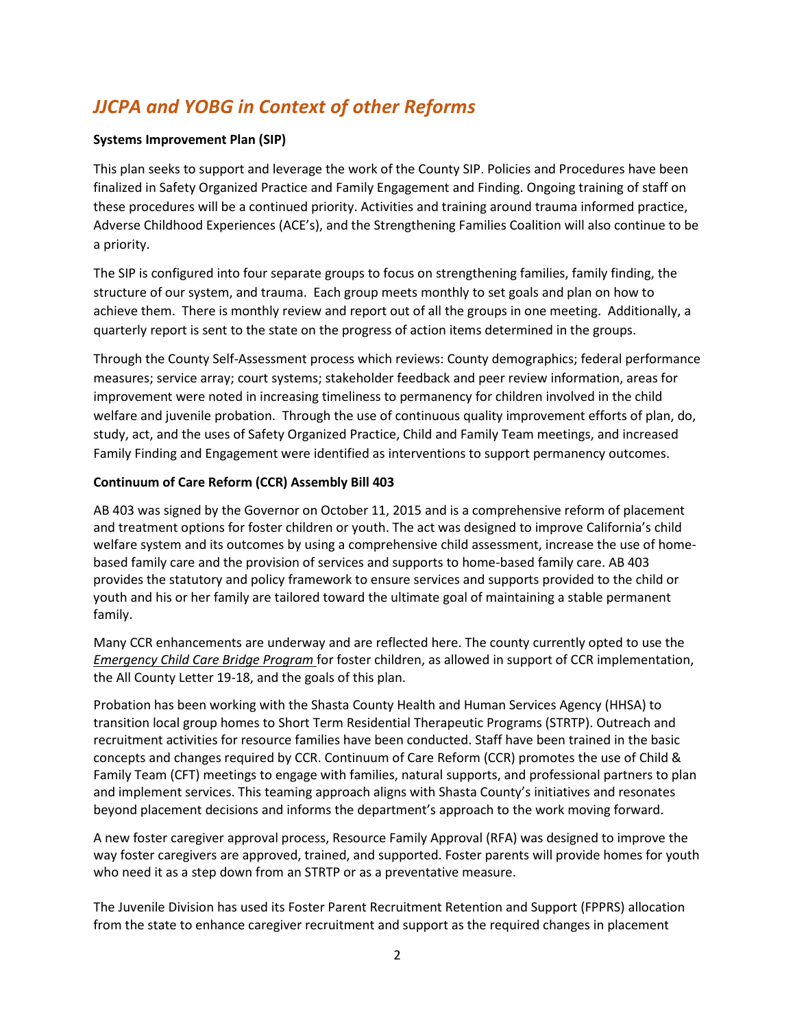## *JJCPA and YOBG in Context of other Reforms*

**Systems Improvement Plan (SIP)**

This plan seeks to support and leverage the work of the County SIP. Policies and Procedures have been finalized in Safety Organized Practice and Family Engagement and Finding. Ongoing training of staff on these procedures will be a continued priority. Activities and training around trauma informed practice, Adverse Childhood Experiences (ACE's), and the Strengthening Families Coalition will also continue to be a priority.

The SIP is configured into four separate groups to focus on strengthening families, family finding, the structure of our system, and trauma. Each group meets monthly to set goals and plan on how to achieve them. There is monthly review and report out of all the groups in one meeting. Additionally, a quarterly report is sent to the state on the progress of action items determined in the groups.

Through the County Self-Assessment process which reviews: County demographics; federal performance measures; service array; court systems; stakeholder feedback and peer review information, areas for improvement were noted in increasing timeliness to permanency for children involved in the child welfare and juvenile probation. Through the use of continuous quality improvement efforts of plan, do, study, act, and the uses of Safety Organized Practice, Child and Family Team meetings, and increased Family Finding and Engagement were identified as interventions to support permanency outcomes.

**Continuum of Care Reform (CCR) Assembly Bill 403**

AB 403 was signed by the Governor on October 11, 2015 and is a comprehensive reform of placement and treatment options for foster children or youth. The act was designed to improve California's child welfare system and its outcomes by using a comprehensive child assessment, increase the use of home-based family care and the provision of services and supports to home-based family care. AB 403 provides the statutory and policy framework to ensure services and supports provided to the child or youth and his or her family are tailored toward the ultimate goal of maintaining a stable permanent family.

Many CCR enhancements are underway and are reflected here. The county currently opted to use the *Emergency Child Care Bridge Program* for foster children, as allowed in support of CCR implementation, the All County Letter 19-18, and the goals of this plan.

Probation has been working with the Shasta County Health and Human Services Agency (HHSA) to transition local group homes to Short Term Residential Therapeutic Programs (STRTP). Outreach and recruitment activities for resource families have been conducted. Staff have been trained in the basic concepts and changes required by CCR. Continuum of Care Reform (CCR) promotes the use of Child & Family Team (CFT) meetings to engage with families, natural supports, and professional partners to plan and implement services. This teaming approach aligns with Shasta County's initiatives and resonates beyond placement decisions and informs the department's approach to the work moving forward.

A new foster caregiver approval process, Resource Family Approval (RFA) was designed to improve the way foster caregivers are approved, trained, and supported. Foster parents will provide homes for youth who need it as a step down from an STRTP or as a preventative measure.

The Juvenile Division has used its Foster Parent Recruitment Retention and Support (FPPRS) allocation from the state to enhance caregiver recruitment and support as the required changes in placement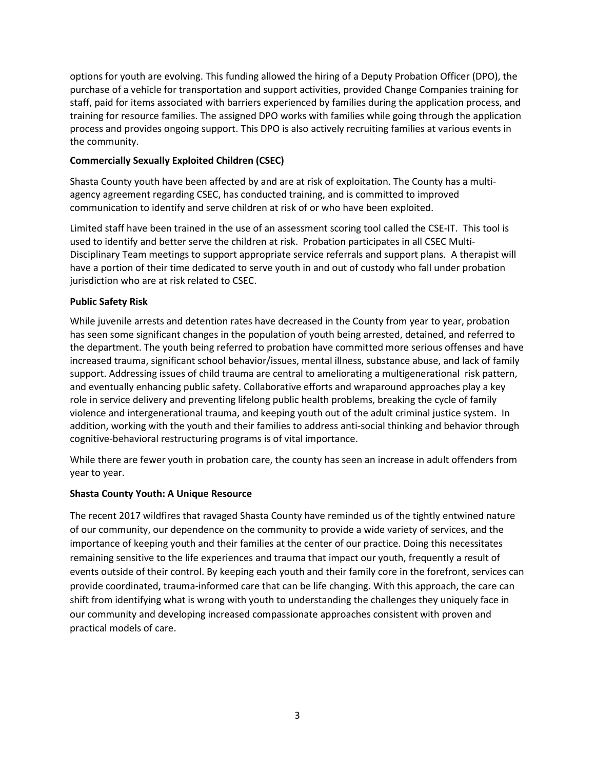options for youth are evolving. This funding allowed the hiring of a Deputy Probation Officer (DPO), the purchase of a vehicle for transportation and support activities, provided Change Companies training for staff, paid for items associated with barriers experienced by families during the application process, and training for resource families. The assigned DPO works with families while going through the application process and provides ongoing support. This DPO is also actively recruiting families at various events in the community.

**Commercially Sexually Exploited Children (CSEC)**

Shasta County youth have been affected by and are at risk of exploitation. The County has a multi-agency agreement regarding CSEC, has conducted training, and is committed to improved communication to identify and serve children at risk of or who have been exploited.

Limited staff have been trained in the use of an assessment scoring tool called the CSE-IT. This tool is used to identify and better serve the children at risk. Probation participates in all CSEC Multi-Disciplinary Team meetings to support appropriate service referrals and support plans. A therapist will have a portion of their time dedicated to serve youth in and out of custody who fall under probation jurisdiction who are at risk related to CSEC.

**Public Safety Risk**

While juvenile arrests and detention rates have decreased in the County from year to year, probation has seen some significant changes in the population of youth being arrested, detained, and referred to the department. The youth being referred to probation have committed more serious offenses and have increased trauma, significant school behavior/issues, mental illness, substance abuse, and lack of family support. Addressing issues of child trauma are central to ameliorating a multigenerational risk pattern, and eventually enhancing public safety. Collaborative efforts and wraparound approaches play a key role in service delivery and preventing lifelong public health problems, breaking the cycle of family violence and intergenerational trauma, and keeping youth out of the adult criminal justice system. In addition, working with the youth and their families to address anti-social thinking and behavior through cognitive-behavioral restructuring programs is of vital importance.

While there are fewer youth in probation care, the county has seen an increase in adult offenders from year to year.

**Shasta County Youth: A Unique Resource**

The recent 2017 wildfires that ravaged Shasta County have reminded us of the tightly entwined nature of our community, our dependence on the community to provide a wide variety of services, and the importance of keeping youth and their families at the center of our practice. Doing this necessitates remaining sensitive to the life experiences and trauma that impact our youth, frequently a result of events outside of their control. By keeping each youth and their family core in the forefront, services can provide coordinated, trauma-informed care that can be life changing. With this approach, the care can shift from identifying what is wrong with youth to understanding the challenges they uniquely face in our community and developing increased compassionate approaches consistent with proven and practical models of care.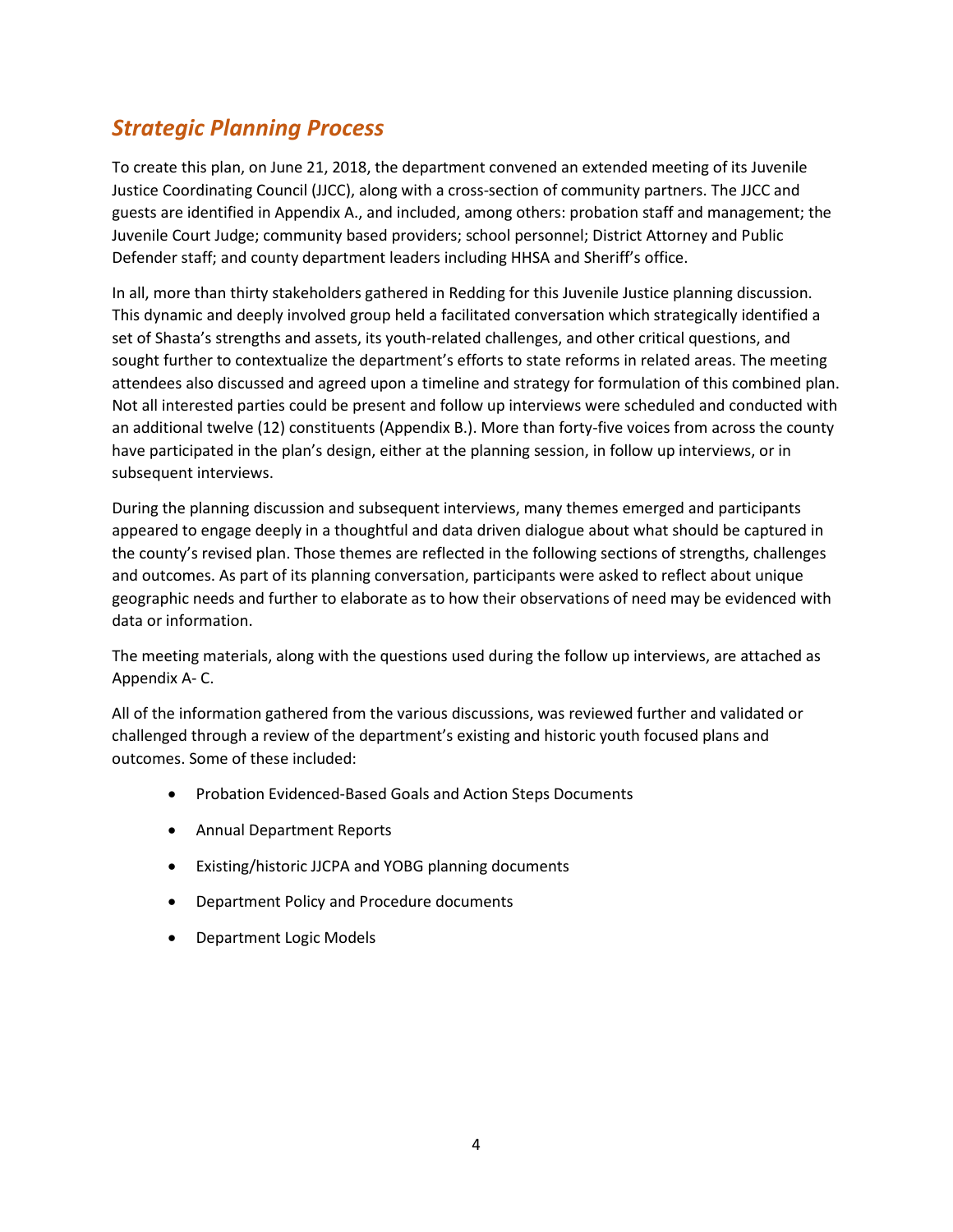## *Strategic Planning Process*

To create this plan, on June 21, 2018, the department convened an extended meeting of its Juvenile Justice Coordinating Council (JJCC), along with a cross-section of community partners. The JJCC and guests are identified in Appendix A., and included, among others: probation staff and management; the Juvenile Court Judge; community based providers; school personnel; District Attorney and Public Defender staff; and county department leaders including HHSA and Sheriff's office.

In all, more than thirty stakeholders gathered in Redding for this Juvenile Justice planning discussion. This dynamic and deeply involved group held a facilitated conversation which strategically identified a set of Shasta's strengths and assets, its youth-related challenges, and other critical questions, and sought further to contextualize the department's efforts to state reforms in related areas. The meeting attendees also discussed and agreed upon a timeline and strategy for formulation of this combined plan. Not all interested parties could be present and follow up interviews were scheduled and conducted with an additional twelve (12) constituents (Appendix B.). More than forty-five voices from across the county have participated in the plan's design, either at the planning session, in follow up interviews, or in subsequent interviews.

During the planning discussion and subsequent interviews, many themes emerged and participants appeared to engage deeply in a thoughtful and data driven dialogue about what should be captured in the county's revised plan. Those themes are reflected in the following sections of strengths, challenges and outcomes. As part of its planning conversation, participants were asked to reflect about unique geographic needs and further to elaborate as to how their observations of need may be evidenced with data or information.

The meeting materials, along with the questions used during the follow up interviews, are attached as Appendix A- C.

All of the information gathered from the various discussions, was reviewed further and validated or challenged through a review of the department's existing and historic youth focused plans and outcomes. Some of these included:

- Probation Evidenced-Based Goals and Action Steps Documents
- Annual Department Reports
- Existing/historic JJCPA and YOBG planning documents
- Department Policy and Procedure documents
- Department Logic Models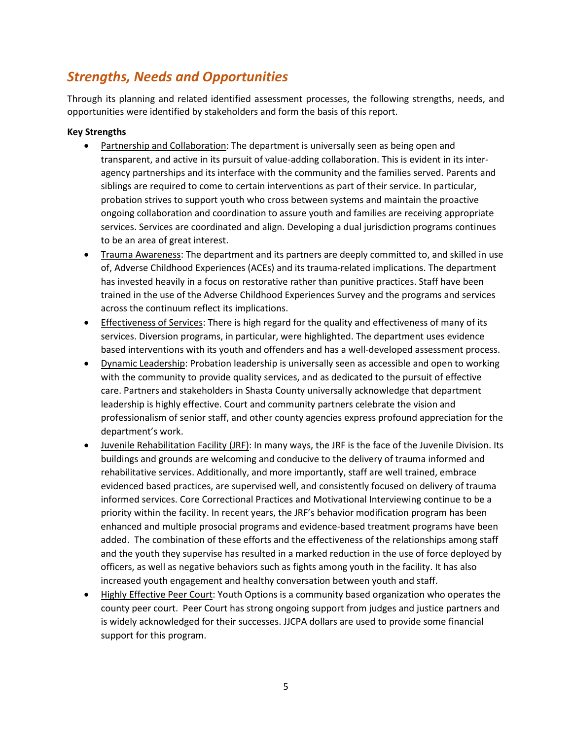## *Strengths, Needs and Opportunities*

Through its planning and related identified assessment processes, the following strengths, needs, and opportunities were identified by stakeholders and form the basis of this report.

**Key Strengths**

- Partnership and Collaboration: The department is universally seen as being open and transparent, and active in its pursuit of value-adding collaboration. This is evident in its inter-agency partnerships and its interface with the community and the families served. Parents and siblings are required to come to certain interventions as part of their service. In particular, probation strives to support youth who cross between systems and maintain the proactive ongoing collaboration and coordination to assure youth and families are receiving appropriate services. Services are coordinated and align. Developing a dual jurisdiction programs continues to be an area of great interest.
- Trauma Awareness: The department and its partners are deeply committed to, and skilled in use of, Adverse Childhood Experiences (ACEs) and its trauma-related implications. The department has invested heavily in a focus on restorative rather than punitive practices. Staff have been trained in the use of the Adverse Childhood Experiences Survey and the programs and services across the continuum reflect its implications.
- Effectiveness of Services: There is high regard for the quality and effectiveness of many of its services. Diversion programs, in particular, were highlighted. The department uses evidence based interventions with its youth and offenders and has a well-developed assessment process.
- Dynamic Leadership: Probation leadership is universally seen as accessible and open to working with the community to provide quality services, and as dedicated to the pursuit of effective care. Partners and stakeholders in Shasta County universally acknowledge that department leadership is highly effective. Court and community partners celebrate the vision and professionalism of senior staff, and other county agencies express profound appreciation for the department's work.
- Juvenile Rehabilitation Facility (JRF): In many ways, the JRF is the face of the Juvenile Division. Its buildings and grounds are welcoming and conducive to the delivery of trauma informed and rehabilitative services. Additionally, and more importantly, staff are well trained, embrace evidenced based practices, are supervised well, and consistently focused on delivery of trauma informed services. Core Correctional Practices and Motivational Interviewing continue to be a priority within the facility. In recent years, the JRF's behavior modification program has been enhanced and multiple prosocial programs and evidence-based treatment programs have been added. The combination of these efforts and the effectiveness of the relationships among staff and the youth they supervise has resulted in a marked reduction in the use of force deployed by officers, as well as negative behaviors such as fights among youth in the facility. It has also increased youth engagement and healthy conversation between youth and staff.
- Highly Effective Peer Court: Youth Options is a community based organization who operates the county peer court. Peer Court has strong ongoing support from judges and justice partners and is widely acknowledged for their successes. JJCPA dollars are used to provide some financial support for this program.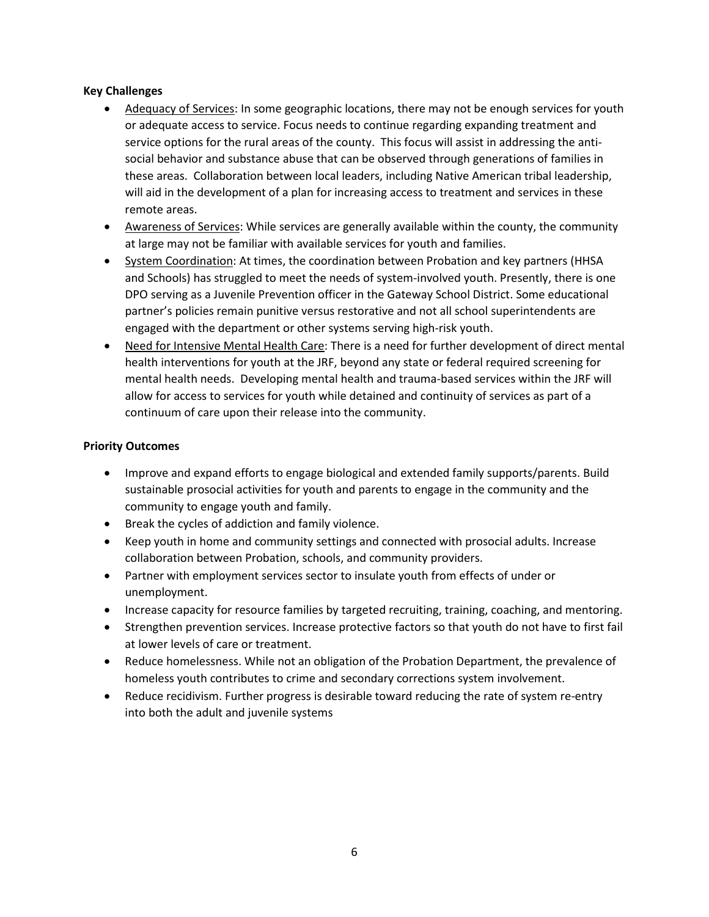**Key Challenges**

- Adequacy of Services: In some geographic locations, there may not be enough services for youth or adequate access to service. Focus needs to continue regarding expanding treatment and service options for the rural areas of the county. This focus will assist in addressing the anti-social behavior and substance abuse that can be observed through generations of families in these areas. Collaboration between local leaders, including Native American tribal leadership, will aid in the development of a plan for increasing access to treatment and services in these remote areas.
- Awareness of Services: While services are generally available within the county, the community at large may not be familiar with available services for youth and families.
- System Coordination: At times, the coordination between Probation and key partners (HHSA and Schools) has struggled to meet the needs of system-involved youth. Presently, there is one DPO serving as a Juvenile Prevention officer in the Gateway School District. Some educational partner's policies remain punitive versus restorative and not all school superintendents are engaged with the department or other systems serving high-risk youth.
- Need for Intensive Mental Health Care: There is a need for further development of direct mental health interventions for youth at the JRF, beyond any state or federal required screening for mental health needs. Developing mental health and trauma-based services within the JRF will allow for access to services for youth while detained and continuity of services as part of a continuum of care upon their release into the community.

**Priority Outcomes**

- Improve and expand efforts to engage biological and extended family supports/parents. Build sustainable prosocial activities for youth and parents to engage in the community and the community to engage youth and family.
- Break the cycles of addiction and family violence.
- Keep youth in home and community settings and connected with prosocial adults. Increase collaboration between Probation, schools, and community providers.
- Partner with employment services sector to insulate youth from effects of under or unemployment.
- Increase capacity for resource families by targeted recruiting, training, coaching, and mentoring.
- Strengthen prevention services. Increase protective factors so that youth do not have to first fail at lower levels of care or treatment.
- Reduce homelessness. While not an obligation of the Probation Department, the prevalence of homeless youth contributes to crime and secondary corrections system involvement.
- Reduce recidivism. Further progress is desirable toward reducing the rate of system re-entry into both the adult and juvenile systems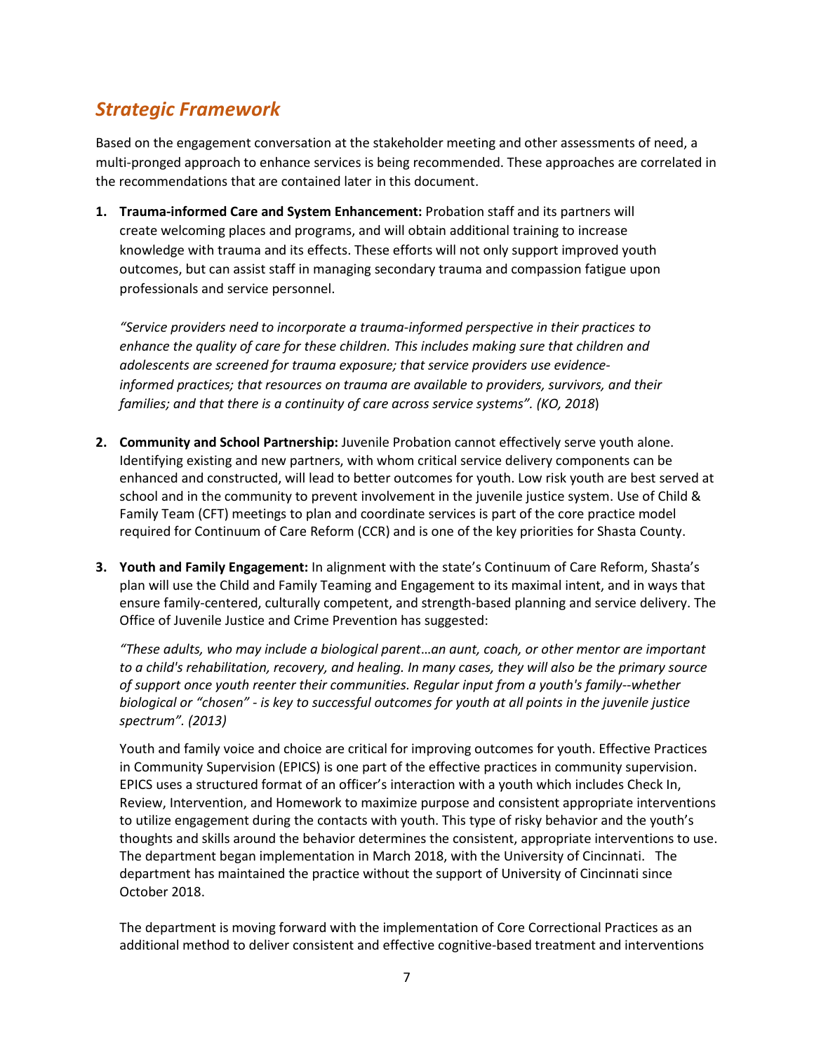## *Strategic Framework*

Based on the engagement conversation at the stakeholder meeting and other assessments of need, a multi-pronged approach to enhance services is being recommended. These approaches are correlated in the recommendations that are contained later in this document.

1. **Trauma-informed Care and System Enhancement:** Probation staff and its partners will create welcoming places and programs, and will obtain additional training to increase knowledge with trauma and its effects. These efforts will not only support improved youth outcomes, but can assist staff in managing secondary trauma and compassion fatigue upon professionals and service personnel.

   *"Service providers need to incorporate a trauma-informed perspective in their practices to enhance the quality of care for these children. This includes making sure that children and adolescents are screened for trauma exposure; that service providers use evidence-informed practices; that resources on trauma are available to providers, survivors, and their families; and that there is a continuity of care across service systems". (KO, 2018*)

2. **Community and School Partnership:** Juvenile Probation cannot effectively serve youth alone. Identifying existing and new partners, with whom critical service delivery components can be enhanced and constructed, will lead to better outcomes for youth. Low risk youth are best served at school and in the community to prevent involvement in the juvenile justice system. Use of Child & Family Team (CFT) meetings to plan and coordinate services is part of the core practice model required for Continuum of Care Reform (CCR) and is one of the key priorities for Shasta County.

3. **Youth and Family Engagement:** In alignment with the state's Continuum of Care Reform, Shasta's plan will use the Child and Family Teaming and Engagement to its maximal intent, and in ways that ensure family-centered, culturally competent, and strength-based planning and service delivery. The Office of Juvenile Justice and Crime Prevention has suggested:

   *"These adults, who may include a biological parent…an aunt, coach, or other mentor are important to a child's rehabilitation, recovery, and healing. In many cases, they will also be the primary source of support once youth reenter their communities. Regular input from a youth's family--whether biological or "chosen" - is key to successful outcomes for youth at all points in the juvenile justice spectrum". (2013)*

   Youth and family voice and choice are critical for improving outcomes for youth. Effective Practices in Community Supervision (EPICS) is one part of the effective practices in community supervision. EPICS uses a structured format of an officer's interaction with a youth which includes Check In, Review, Intervention, and Homework to maximize purpose and consistent appropriate interventions to utilize engagement during the contacts with youth. This type of risky behavior and the youth's thoughts and skills around the behavior determines the consistent, appropriate interventions to use. The department began implementation in March 2018, with the University of Cincinnati. The department has maintained the practice without the support of University of Cincinnati since October 2018.

   The department is moving forward with the implementation of Core Correctional Practices as an additional method to deliver consistent and effective cognitive-based treatment and interventions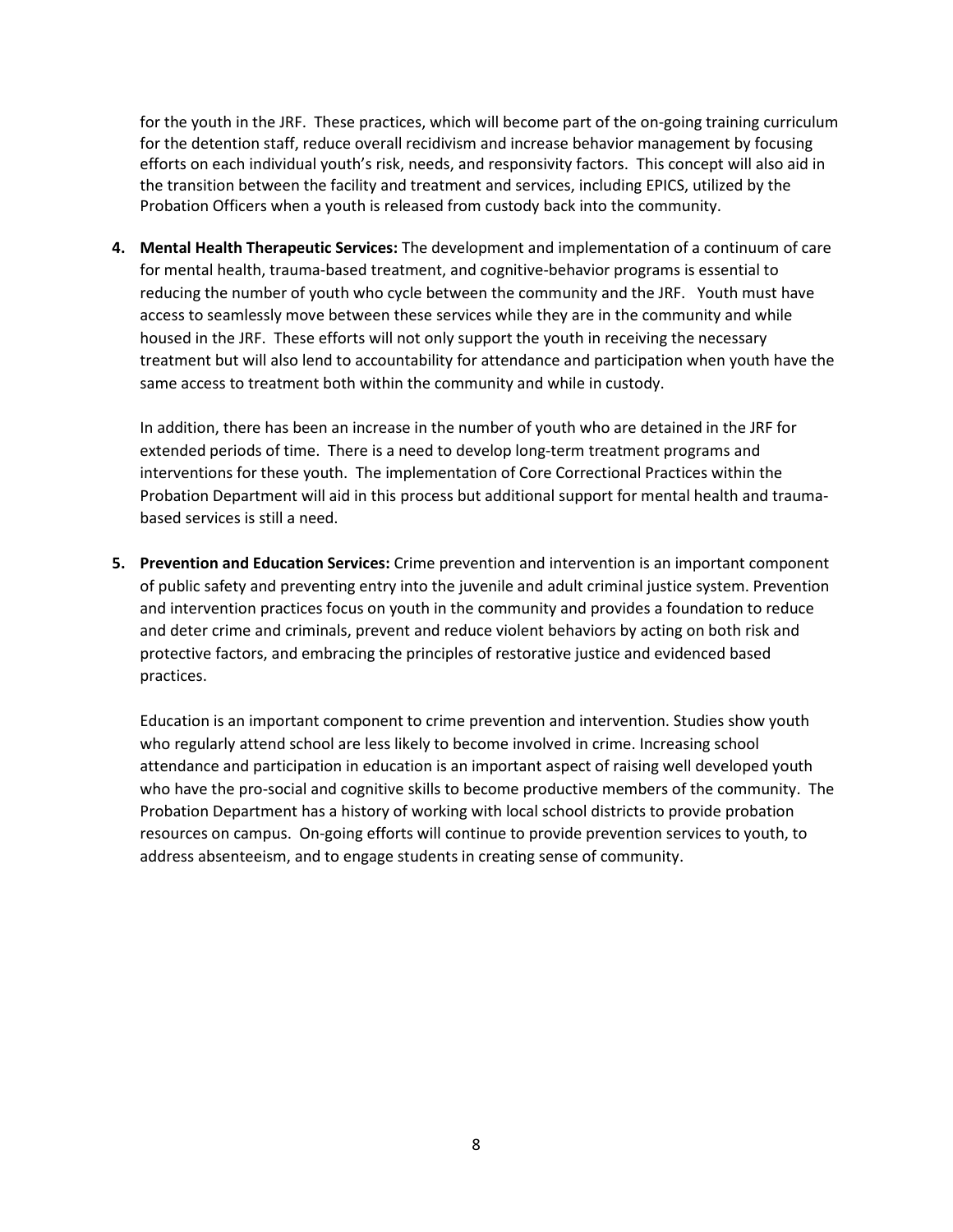for the youth in the JRF. These practices, which will become part of the on-going training curriculum for the detention staff, reduce overall recidivism and increase behavior management by focusing efforts on each individual youth's risk, needs, and responsivity factors. This concept will also aid in the transition between the facility and treatment and services, including EPICS, utilized by the Probation Officers when a youth is released from custody back into the community.

4. **Mental Health Therapeutic Services:** The development and implementation of a continuum of care for mental health, trauma-based treatment, and cognitive-behavior programs is essential to reducing the number of youth who cycle between the community and the JRF. Youth must have access to seamlessly move between these services while they are in the community and while housed in the JRF. These efforts will not only support the youth in receiving the necessary treatment but will also lend to accountability for attendance and participation when youth have the same access to treatment both within the community and while in custody.

   In addition, there has been an increase in the number of youth who are detained in the JRF for extended periods of time. There is a need to develop long-term treatment programs and interventions for these youth. The implementation of Core Correctional Practices within the Probation Department will aid in this process but additional support for mental health and trauma-based services is still a need.

5. **Prevention and Education Services:** Crime prevention and intervention is an important component of public safety and preventing entry into the juvenile and adult criminal justice system. Prevention and intervention practices focus on youth in the community and provides a foundation to reduce and deter crime and criminals, prevent and reduce violent behaviors by acting on both risk and protective factors, and embracing the principles of restorative justice and evidenced based practices.

   Education is an important component to crime prevention and intervention. Studies show youth who regularly attend school are less likely to become involved in crime. Increasing school attendance and participation in education is an important aspect of raising well developed youth who have the pro-social and cognitive skills to become productive members of the community. The Probation Department has a history of working with local school districts to provide probation resources on campus. On-going efforts will continue to provide prevention services to youth, to address absenteeism, and to engage students in creating sense of community.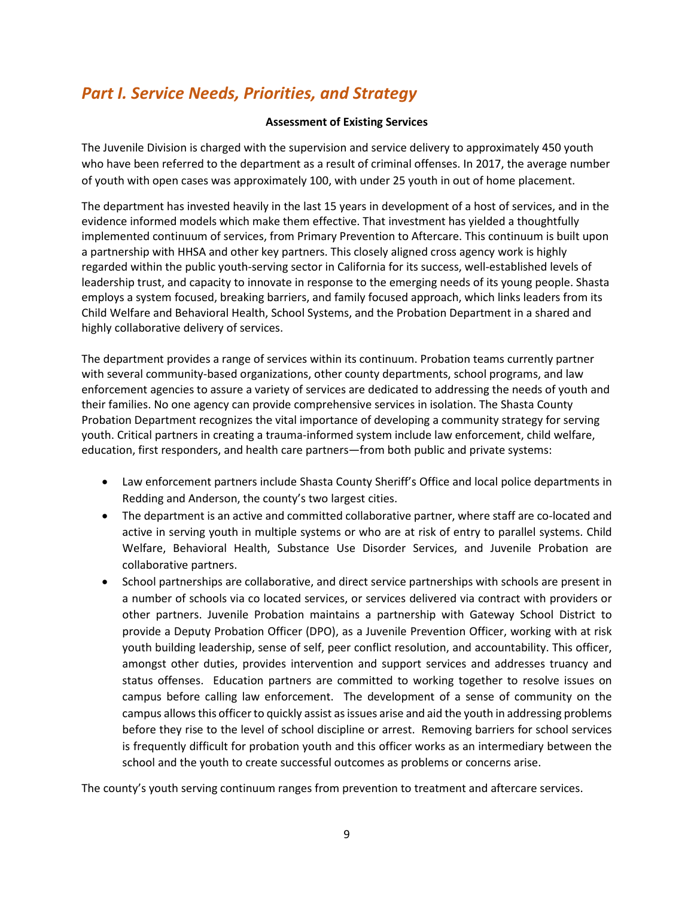## *Part I. Service Needs, Priorities, and Strategy*

**Assessment of Existing Services**

The Juvenile Division is charged with the supervision and service delivery to approximately 450 youth who have been referred to the department as a result of criminal offenses. In 2017, the average number of youth with open cases was approximately 100, with under 25 youth in out of home placement.

The department has invested heavily in the last 15 years in development of a host of services, and in the evidence informed models which make them effective. That investment has yielded a thoughtfully implemented continuum of services, from Primary Prevention to Aftercare. This continuum is built upon a partnership with HHSA and other key partners. This closely aligned cross agency work is highly regarded within the public youth-serving sector in California for its success, well-established levels of leadership trust, and capacity to innovate in response to the emerging needs of its young people. Shasta employs a system focused, breaking barriers, and family focused approach, which links leaders from its Child Welfare and Behavioral Health, School Systems, and the Probation Department in a shared and highly collaborative delivery of services.

The department provides a range of services within its continuum. Probation teams currently partner with several community-based organizations, other county departments, school programs, and law enforcement agencies to assure a variety of services are dedicated to addressing the needs of youth and their families. No one agency can provide comprehensive services in isolation. The Shasta County Probation Department recognizes the vital importance of developing a community strategy for serving youth. Critical partners in creating a trauma-informed system include law enforcement, child welfare, education, first responders, and health care partners—from both public and private systems:

- Law enforcement partners include Shasta County Sheriff's Office and local police departments in Redding and Anderson, the county's two largest cities.
- The department is an active and committed collaborative partner, where staff are co-located and active in serving youth in multiple systems or who are at risk of entry to parallel systems. Child Welfare, Behavioral Health, Substance Use Disorder Services, and Juvenile Probation are collaborative partners.
- School partnerships are collaborative, and direct service partnerships with schools are present in a number of schools via co located services, or services delivered via contract with providers or other partners. Juvenile Probation maintains a partnership with Gateway School District to provide a Deputy Probation Officer (DPO), as a Juvenile Prevention Officer, working with at risk youth building leadership, sense of self, peer conflict resolution, and accountability. This officer, amongst other duties, provides intervention and support services and addresses truancy and status offenses. Education partners are committed to working together to resolve issues on campus before calling law enforcement. The development of a sense of community on the campus allows this officer to quickly assist as issues arise and aid the youth in addressing problems before they rise to the level of school discipline or arrest. Removing barriers for school services is frequently difficult for probation youth and this officer works as an intermediary between the school and the youth to create successful outcomes as problems or concerns arise.

The county's youth serving continuum ranges from prevention to treatment and aftercare services.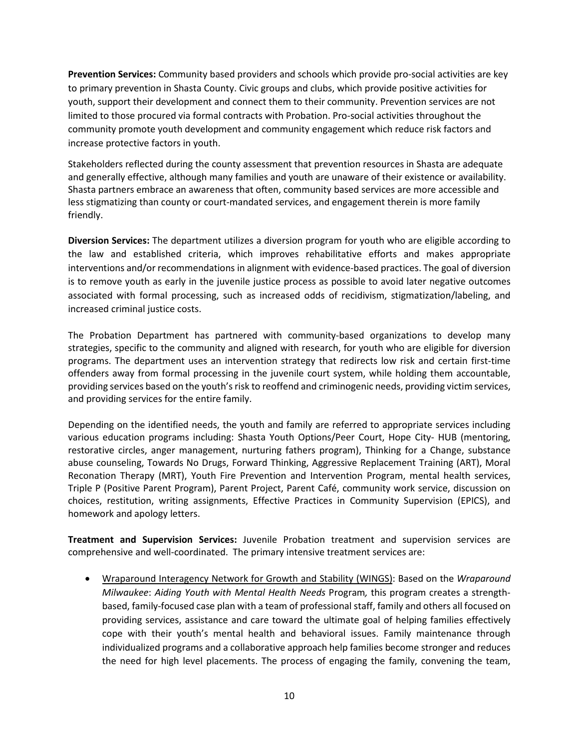**Prevention Services:** Community based providers and schools which provide pro-social activities are key to primary prevention in Shasta County. Civic groups and clubs, which provide positive activities for youth, support their development and connect them to their community. Prevention services are not limited to those procured via formal contracts with Probation. Pro-social activities throughout the community promote youth development and community engagement which reduce risk factors and increase protective factors in youth.

Stakeholders reflected during the county assessment that prevention resources in Shasta are adequate and generally effective, although many families and youth are unaware of their existence or availability. Shasta partners embrace an awareness that often, community based services are more accessible and less stigmatizing than county or court-mandated services, and engagement therein is more family friendly.

**Diversion Services:** The department utilizes a diversion program for youth who are eligible according to the law and established criteria, which improves rehabilitative efforts and makes appropriate interventions and/or recommendations in alignment with evidence-based practices. The goal of diversion is to remove youth as early in the juvenile justice process as possible to avoid later negative outcomes associated with formal processing, such as increased odds of recidivism, stigmatization/labeling, and increased criminal justice costs.

The Probation Department has partnered with community-based organizations to develop many strategies, specific to the community and aligned with research, for youth who are eligible for diversion programs. The department uses an intervention strategy that redirects low risk and certain first-time offenders away from formal processing in the juvenile court system, while holding them accountable, providing services based on the youth's risk to reoffend and criminogenic needs, providing victim services, and providing services for the entire family.

Depending on the identified needs, the youth and family are referred to appropriate services including various education programs including: Shasta Youth Options/Peer Court, Hope City- HUB (mentoring, restorative circles, anger management, nurturing fathers program), Thinking for a Change, substance abuse counseling, Towards No Drugs, Forward Thinking, Aggressive Replacement Training (ART), Moral Reconation Therapy (MRT), Youth Fire Prevention and Intervention Program, mental health services, Triple P (Positive Parent Program), Parent Project, Parent Café, community work service, discussion on choices, restitution, writing assignments, Effective Practices in Community Supervision (EPICS), and homework and apology letters.

**Treatment and Supervision Services:** Juvenile Probation treatment and supervision services are comprehensive and well-coordinated. The primary intensive treatment services are:

- Wraparound Interagency Network for Growth and Stability (WINGS): Based on the *Wraparound Milwaukee*: *Aiding Youth with Mental Health Needs* Program*,* this program creates a strength-based, family-focused case plan with a team of professional staff, family and others all focused on providing services, assistance and care toward the ultimate goal of helping families effectively cope with their youth's mental health and behavioral issues. Family maintenance through individualized programs and a collaborative approach help families become stronger and reduces the need for high level placements. The process of engaging the family, convening the team,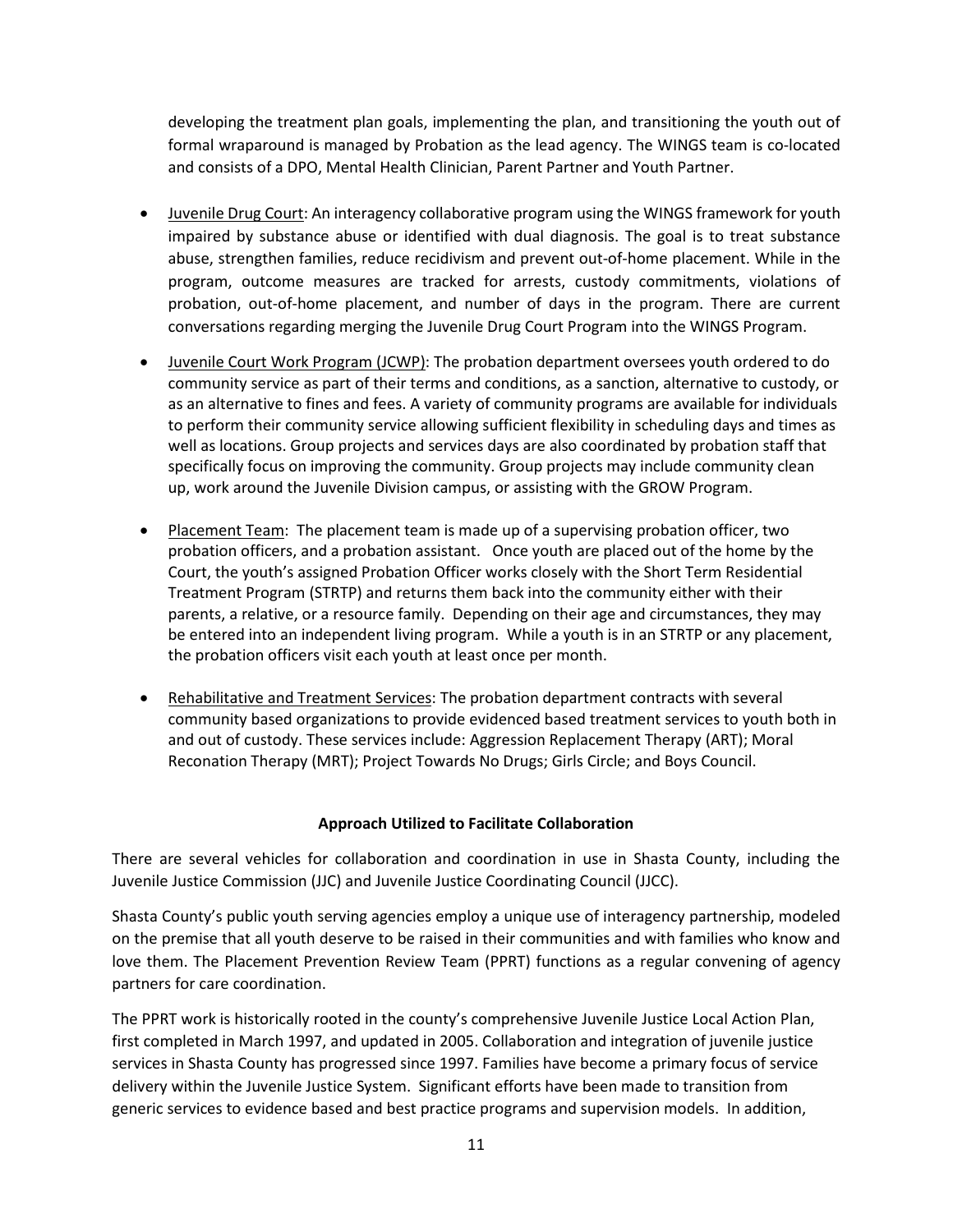developing the treatment plan goals, implementing the plan, and transitioning the youth out of formal wraparound is managed by Probation as the lead agency. The WINGS team is co-located and consists of a DPO, Mental Health Clinician, Parent Partner and Youth Partner.

- Juvenile Drug Court: An interagency collaborative program using the WINGS framework for youth impaired by substance abuse or identified with dual diagnosis. The goal is to treat substance abuse, strengthen families, reduce recidivism and prevent out-of-home placement. While in the program, outcome measures are tracked for arrests, custody commitments, violations of probation, out-of-home placement, and number of days in the program. There are current conversations regarding merging the Juvenile Drug Court Program into the WINGS Program.
- Juvenile Court Work Program (JCWP): The probation department oversees youth ordered to do community service as part of their terms and conditions, as a sanction, alternative to custody, or as an alternative to fines and fees. A variety of community programs are available for individuals to perform their community service allowing sufficient flexibility in scheduling days and times as well as locations. Group projects and services days are also coordinated by probation staff that specifically focus on improving the community. Group projects may include community clean up, work around the Juvenile Division campus, or assisting with the GROW Program.
- Placement Team: The placement team is made up of a supervising probation officer, two probation officers, and a probation assistant. Once youth are placed out of the home by the Court, the youth's assigned Probation Officer works closely with the Short Term Residential Treatment Program (STRTP) and returns them back into the community either with their parents, a relative, or a resource family. Depending on their age and circumstances, they may be entered into an independent living program. While a youth is in an STRTP or any placement, the probation officers visit each youth at least once per month.
- Rehabilitative and Treatment Services: The probation department contracts with several community based organizations to provide evidenced based treatment services to youth both in and out of custody. These services include: Aggression Replacement Therapy (ART); Moral Reconation Therapy (MRT); Project Towards No Drugs; Girls Circle; and Boys Council.

**Approach Utilized to Facilitate Collaboration**

There are several vehicles for collaboration and coordination in use in Shasta County, including the Juvenile Justice Commission (JJC) and Juvenile Justice Coordinating Council (JJCC).

Shasta County's public youth serving agencies employ a unique use of interagency partnership, modeled on the premise that all youth deserve to be raised in their communities and with families who know and love them. The Placement Prevention Review Team (PPRT) functions as a regular convening of agency partners for care coordination.

The PPRT work is historically rooted in the county's comprehensive Juvenile Justice Local Action Plan, first completed in March 1997, and updated in 2005. Collaboration and integration of juvenile justice services in Shasta County has progressed since 1997. Families have become a primary focus of service delivery within the Juvenile Justice System. Significant efforts have been made to transition from generic services to evidence based and best practice programs and supervision models. In addition,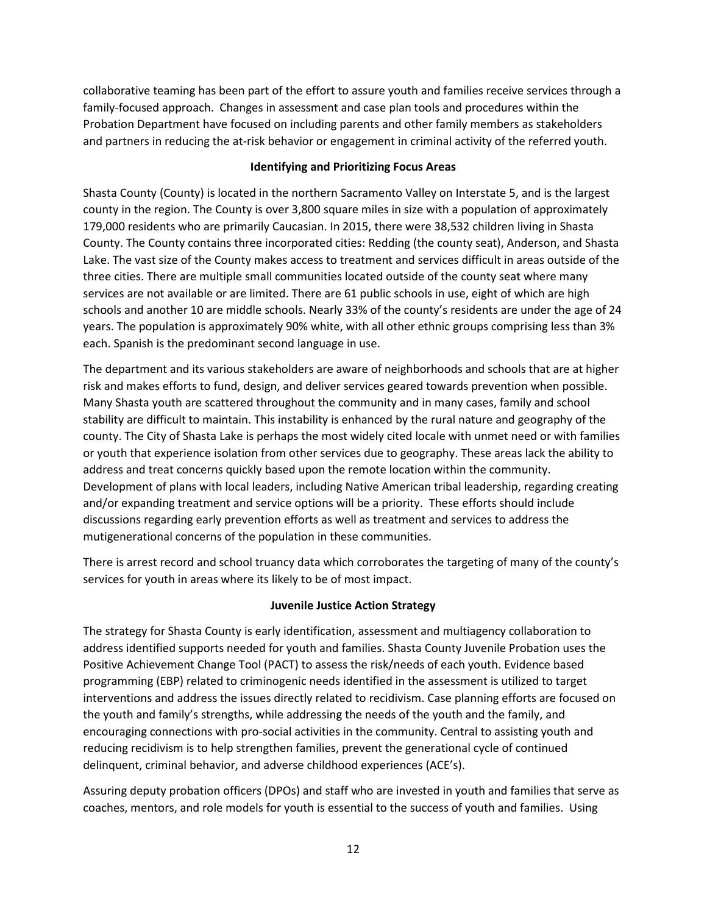collaborative teaming has been part of the effort to assure youth and families receive services through a family-focused approach. Changes in assessment and case plan tools and procedures within the Probation Department have focused on including parents and other family members as stakeholders and partners in reducing the at-risk behavior or engagement in criminal activity of the referred youth.

## Identifying and Prioritizing Focus Areas

Shasta County (County) is located in the northern Sacramento Valley on Interstate 5, and is the largest county in the region. The County is over 3,800 square miles in size with a population of approximately 179,000 residents who are primarily Caucasian. In 2015, there were 38,532 children living in Shasta County. The County contains three incorporated cities: Redding (the county seat), Anderson, and Shasta Lake. The vast size of the County makes access to treatment and services difficult in areas outside of the three cities. There are multiple small communities located outside of the county seat where many services are not available or are limited. There are 61 public schools in use, eight of which are high schools and another 10 are middle schools. Nearly 33% of the county's residents are under the age of 24 years. The population is approximately 90% white, with all other ethnic groups comprising less than 3% each. Spanish is the predominant second language in use.

The department and its various stakeholders are aware of neighborhoods and schools that are at higher risk and makes efforts to fund, design, and deliver services geared towards prevention when possible. Many Shasta youth are scattered throughout the community and in many cases, family and school stability are difficult to maintain. This instability is enhanced by the rural nature and geography of the county. The City of Shasta Lake is perhaps the most widely cited locale with unmet need or with families or youth that experience isolation from other services due to geography. These areas lack the ability to address and treat concerns quickly based upon the remote location within the community. Development of plans with local leaders, including Native American tribal leadership, regarding creating and/or expanding treatment and service options will be a priority. These efforts should include discussions regarding early prevention efforts as well as treatment and services to address the mutigenerational concerns of the population in these communities.

There is arrest record and school truancy data which corroborates the targeting of many of the county's services for youth in areas where its likely to be of most impact.

## Juvenile Justice Action Strategy

The strategy for Shasta County is early identification, assessment and multiagency collaboration to address identified supports needed for youth and families. Shasta County Juvenile Probation uses the Positive Achievement Change Tool (PACT) to assess the risk/needs of each youth. Evidence based programming (EBP) related to criminogenic needs identified in the assessment is utilized to target interventions and address the issues directly related to recidivism. Case planning efforts are focused on the youth and family's strengths, while addressing the needs of the youth and the family, and encouraging connections with pro-social activities in the community. Central to assisting youth and reducing recidivism is to help strengthen families, prevent the generational cycle of continued delinquent, criminal behavior, and adverse childhood experiences (ACE's).

Assuring deputy probation officers (DPOs) and staff who are invested in youth and families that serve as coaches, mentors, and role models for youth is essential to the success of youth and families. Using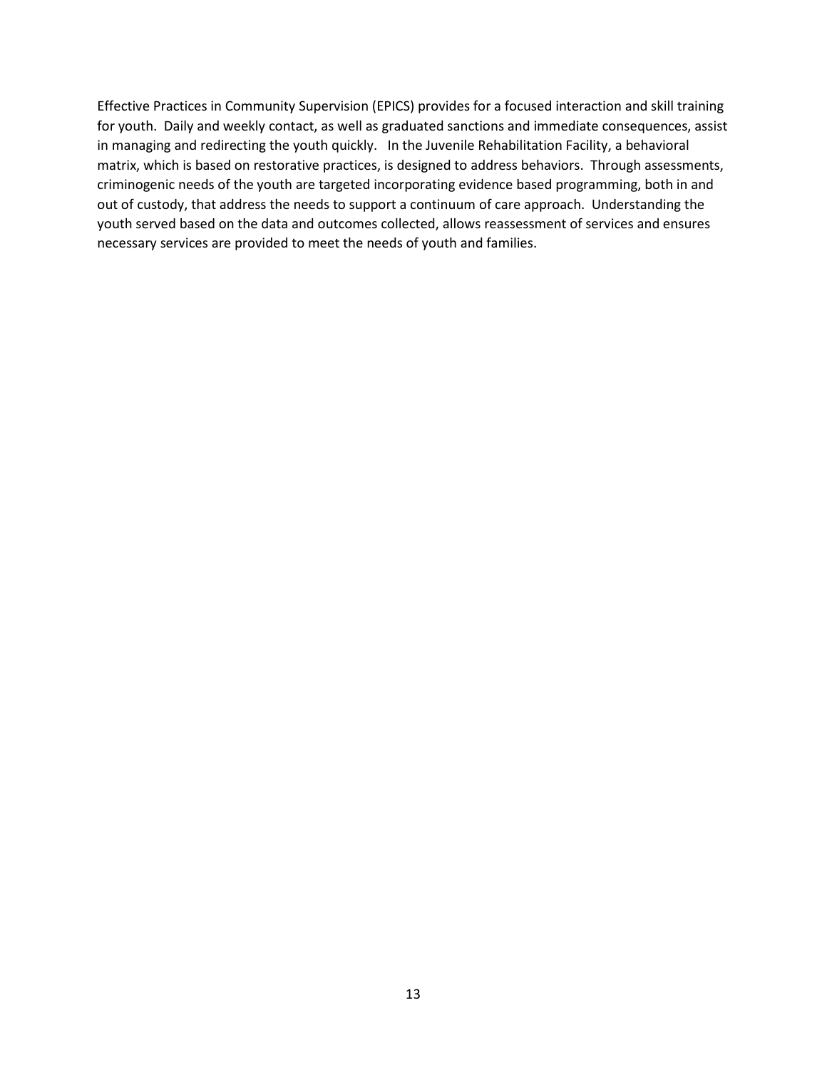Effective Practices in Community Supervision (EPICS) provides for a focused interaction and skill training for youth. Daily and weekly contact, as well as graduated sanctions and immediate consequences, assist in managing and redirecting the youth quickly. In the Juvenile Rehabilitation Facility, a behavioral matrix, which is based on restorative practices, is designed to address behaviors. Through assessments, criminogenic needs of the youth are targeted incorporating evidence based programming, both in and out of custody, that address the needs to support a continuum of care approach. Understanding the youth served based on the data and outcomes collected, allows reassessment of services and ensures necessary services are provided to meet the needs of youth and families.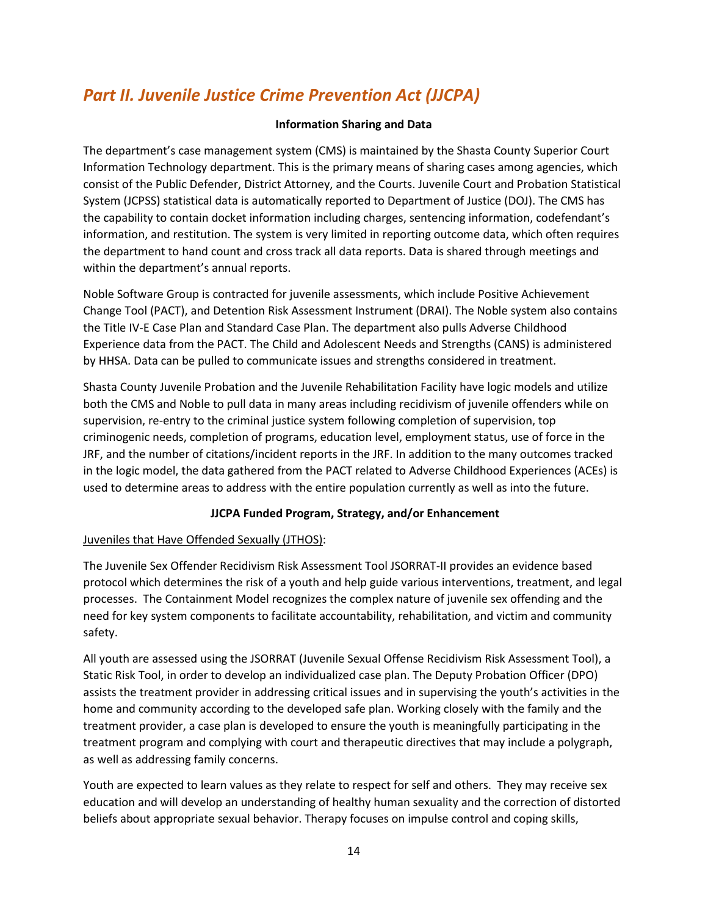# *Part II. Juvenile Justice Crime Prevention Act (JJCPA)*

**Information Sharing and Data**

The department's case management system (CMS) is maintained by the Shasta County Superior Court Information Technology department. This is the primary means of sharing cases among agencies, which consist of the Public Defender, District Attorney, and the Courts. Juvenile Court and Probation Statistical System (JCPSS) statistical data is automatically reported to Department of Justice (DOJ). The CMS has the capability to contain docket information including charges, sentencing information, codefendant's information, and restitution. The system is very limited in reporting outcome data, which often requires the department to hand count and cross track all data reports. Data is shared through meetings and within the department's annual reports.

Noble Software Group is contracted for juvenile assessments, which include Positive Achievement Change Tool (PACT), and Detention Risk Assessment Instrument (DRAI). The Noble system also contains the Title IV-E Case Plan and Standard Case Plan. The department also pulls Adverse Childhood Experience data from the PACT. The Child and Adolescent Needs and Strengths (CANS) is administered by HHSA. Data can be pulled to communicate issues and strengths considered in treatment.

Shasta County Juvenile Probation and the Juvenile Rehabilitation Facility have logic models and utilize both the CMS and Noble to pull data in many areas including recidivism of juvenile offenders while on supervision, re-entry to the criminal justice system following completion of supervision, top criminogenic needs, completion of programs, education level, employment status, use of force in the JRF, and the number of citations/incident reports in the JRF. In addition to the many outcomes tracked in the logic model, the data gathered from the PACT related to Adverse Childhood Experiences (ACEs) is used to determine areas to address with the entire population currently as well as into the future.

**JJCPA Funded Program, Strategy, and/or Enhancement**

Juveniles that Have Offended Sexually (JTHOS):

The Juvenile Sex Offender Recidivism Risk Assessment Tool JSORRAT-II provides an evidence based protocol which determines the risk of a youth and help guide various interventions, treatment, and legal processes. The Containment Model recognizes the complex nature of juvenile sex offending and the need for key system components to facilitate accountability, rehabilitation, and victim and community safety.

All youth are assessed using the JSORRAT (Juvenile Sexual Offense Recidivism Risk Assessment Tool), a Static Risk Tool, in order to develop an individualized case plan. The Deputy Probation Officer (DPO) assists the treatment provider in addressing critical issues and in supervising the youth's activities in the home and community according to the developed safe plan. Working closely with the family and the treatment provider, a case plan is developed to ensure the youth is meaningfully participating in the treatment program and complying with court and therapeutic directives that may include a polygraph, as well as addressing family concerns.

Youth are expected to learn values as they relate to respect for self and others. They may receive sex education and will develop an understanding of healthy human sexuality and the correction of distorted beliefs about appropriate sexual behavior. Therapy focuses on impulse control and coping skills,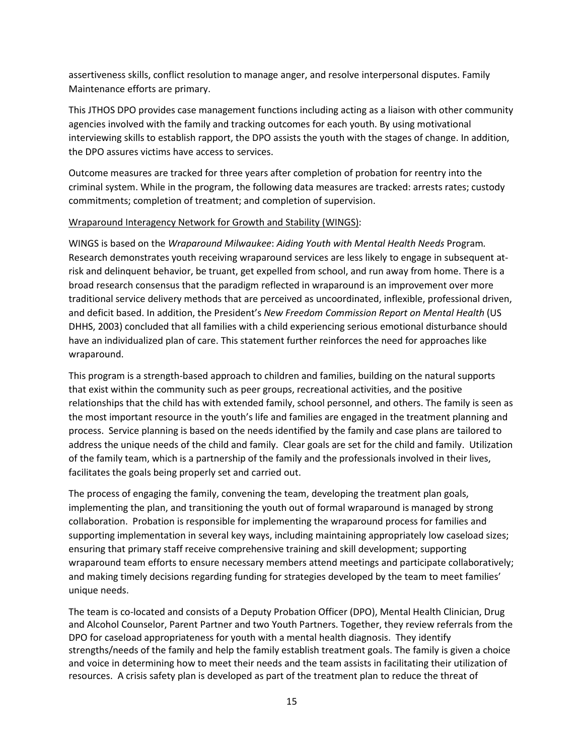assertiveness skills, conflict resolution to manage anger, and resolve interpersonal disputes. Family Maintenance efforts are primary.

This JTHOS DPO provides case management functions including acting as a liaison with other community agencies involved with the family and tracking outcomes for each youth. By using motivational interviewing skills to establish rapport, the DPO assists the youth with the stages of change. In addition, the DPO assures victims have access to services.

Outcome measures are tracked for three years after completion of probation for reentry into the criminal system. While in the program, the following data measures are tracked: arrests rates; custody commitments; completion of treatment; and completion of supervision.

<u>Wraparound Interagency Network for Growth and Stability (WINGS)</u>:

WINGS is based on the *Wraparound Milwaukee*: *Aiding Youth with Mental Health Needs* Program. Research demonstrates youth receiving wraparound services are less likely to engage in subsequent at-risk and delinquent behavior, be truant, get expelled from school, and run away from home. There is a broad research consensus that the paradigm reflected in wraparound is an improvement over more traditional service delivery methods that are perceived as uncoordinated, inflexible, professional driven, and deficit based. In addition, the President's *New Freedom Commission Report on Mental Health* (US DHHS, 2003) concluded that all families with a child experiencing serious emotional disturbance should have an individualized plan of care. This statement further reinforces the need for approaches like wraparound.

This program is a strength-based approach to children and families, building on the natural supports that exist within the community such as peer groups, recreational activities, and the positive relationships that the child has with extended family, school personnel, and others. The family is seen as the most important resource in the youth's life and families are engaged in the treatment planning and process. Service planning is based on the needs identified by the family and case plans are tailored to address the unique needs of the child and family. Clear goals are set for the child and family. Utilization of the family team, which is a partnership of the family and the professionals involved in their lives, facilitates the goals being properly set and carried out.

The process of engaging the family, convening the team, developing the treatment plan goals, implementing the plan, and transitioning the youth out of formal wraparound is managed by strong collaboration. Probation is responsible for implementing the wraparound process for families and supporting implementation in several key ways, including maintaining appropriately low caseload sizes; ensuring that primary staff receive comprehensive training and skill development; supporting wraparound team efforts to ensure necessary members attend meetings and participate collaboratively; and making timely decisions regarding funding for strategies developed by the team to meet families' unique needs.

The team is co-located and consists of a Deputy Probation Officer (DPO), Mental Health Clinician, Drug and Alcohol Counselor, Parent Partner and two Youth Partners. Together, they review referrals from the DPO for caseload appropriateness for youth with a mental health diagnosis. They identify strengths/needs of the family and help the family establish treatment goals. The family is given a choice and voice in determining how to meet their needs and the team assists in facilitating their utilization of resources. A crisis safety plan is developed as part of the treatment plan to reduce the threat of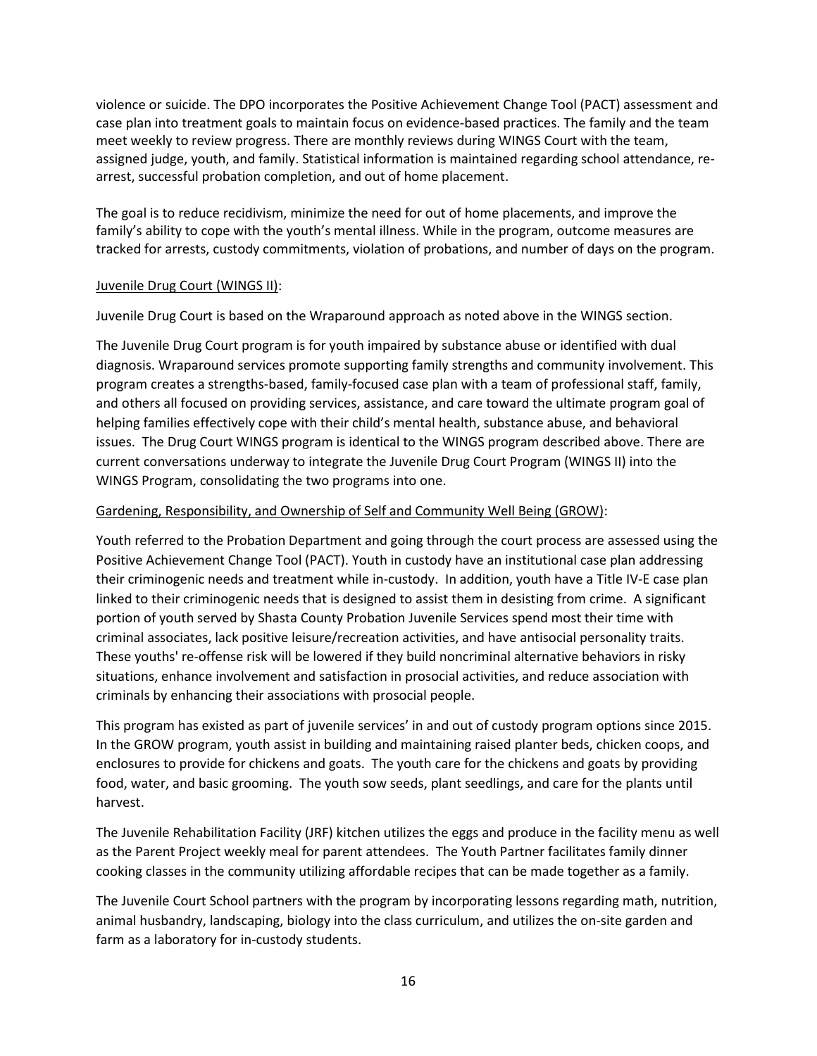violence or suicide. The DPO incorporates the Positive Achievement Change Tool (PACT) assessment and case plan into treatment goals to maintain focus on evidence-based practices. The family and the team meet weekly to review progress. There are monthly reviews during WINGS Court with the team, assigned judge, youth, and family. Statistical information is maintained regarding school attendance, re-arrest, successful probation completion, and out of home placement.

The goal is to reduce recidivism, minimize the need for out of home placements, and improve the family's ability to cope with the youth's mental illness. While in the program, outcome measures are tracked for arrests, custody commitments, violation of probations, and number of days on the program.

<u>Juvenile Drug Court (WINGS II)</u>:

Juvenile Drug Court is based on the Wraparound approach as noted above in the WINGS section.

The Juvenile Drug Court program is for youth impaired by substance abuse or identified with dual diagnosis. Wraparound services promote supporting family strengths and community involvement. This program creates a strengths-based, family-focused case plan with a team of professional staff, family, and others all focused on providing services, assistance, and care toward the ultimate program goal of helping families effectively cope with their child's mental health, substance abuse, and behavioral issues. The Drug Court WINGS program is identical to the WINGS program described above. There are current conversations underway to integrate the Juvenile Drug Court Program (WINGS II) into the WINGS Program, consolidating the two programs into one.

<u>Gardening, Responsibility, and Ownership of Self and Community Well Being (GROW)</u>:

Youth referred to the Probation Department and going through the court process are assessed using the Positive Achievement Change Tool (PACT). Youth in custody have an institutional case plan addressing their criminogenic needs and treatment while in-custody. In addition, youth have a Title IV-E case plan linked to their criminogenic needs that is designed to assist them in desisting from crime. A significant portion of youth served by Shasta County Probation Juvenile Services spend most their time with criminal associates, lack positive leisure/recreation activities, and have antisocial personality traits. These youths' re-offense risk will be lowered if they build noncriminal alternative behaviors in risky situations, enhance involvement and satisfaction in prosocial activities, and reduce association with criminals by enhancing their associations with prosocial people.

This program has existed as part of juvenile services' in and out of custody program options since 2015. In the GROW program, youth assist in building and maintaining raised planter beds, chicken coops, and enclosures to provide for chickens and goats. The youth care for the chickens and goats by providing food, water, and basic grooming. The youth sow seeds, plant seedlings, and care for the plants until harvest.

The Juvenile Rehabilitation Facility (JRF) kitchen utilizes the eggs and produce in the facility menu as well as the Parent Project weekly meal for parent attendees. The Youth Partner facilitates family dinner cooking classes in the community utilizing affordable recipes that can be made together as a family.

The Juvenile Court School partners with the program by incorporating lessons regarding math, nutrition, animal husbandry, landscaping, biology into the class curriculum, and utilizes the on-site garden and farm as a laboratory for in-custody students.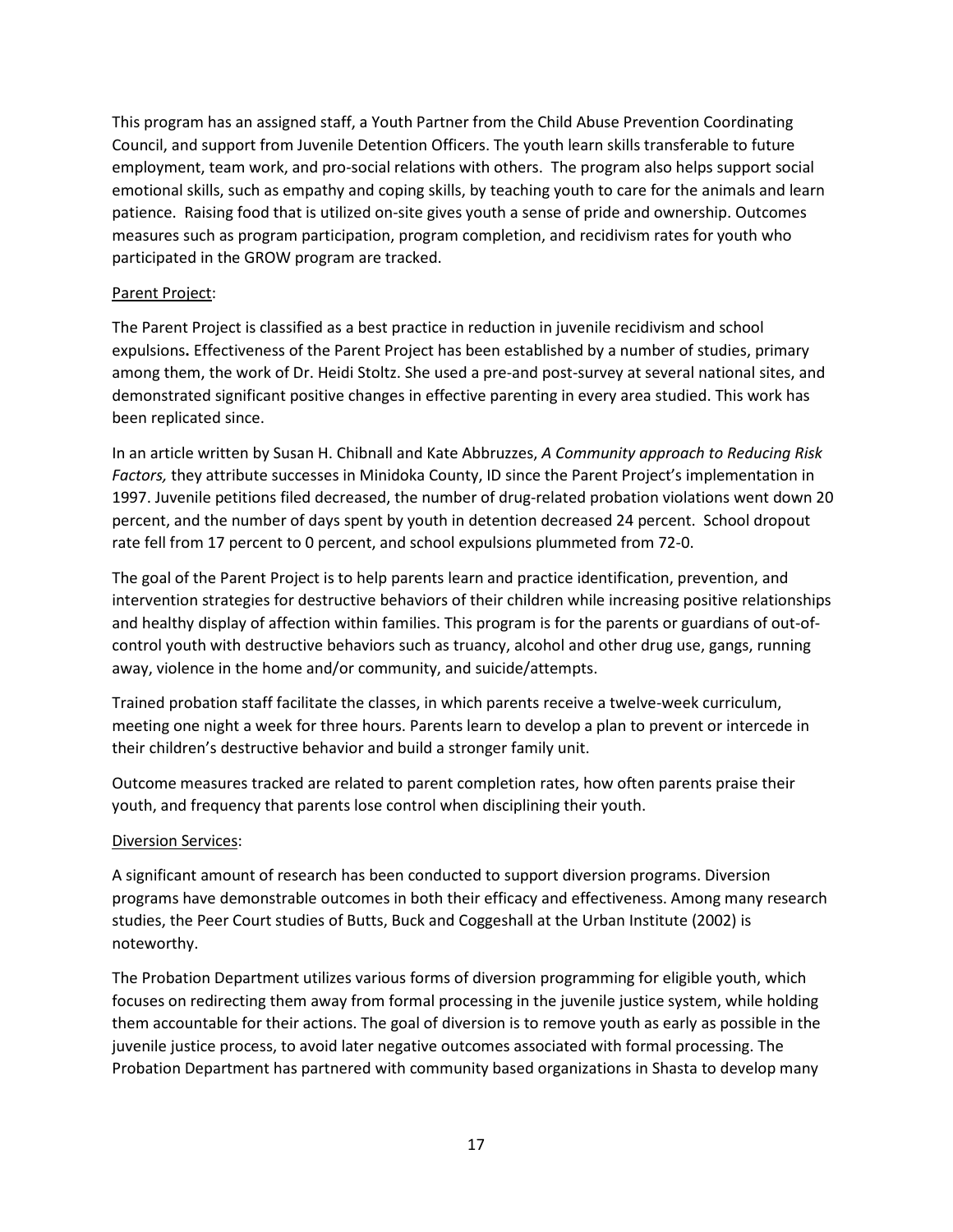This program has an assigned staff, a Youth Partner from the Child Abuse Prevention Coordinating Council, and support from Juvenile Detention Officers. The youth learn skills transferable to future employment, team work, and pro-social relations with others. The program also helps support social emotional skills, such as empathy and coping skills, by teaching youth to care for the animals and learn patience. Raising food that is utilized on-site gives youth a sense of pride and ownership. Outcomes measures such as program participation, program completion, and recidivism rates for youth who participated in the GROW program are tracked.

Parent Project:

The Parent Project is classified as a best practice in reduction in juvenile recidivism and school expulsions**.** Effectiveness of the Parent Project has been established by a number of studies, primary among them, the work of Dr. Heidi Stoltz. She used a pre-and post-survey at several national sites, and demonstrated significant positive changes in effective parenting in every area studied. This work has been replicated since.

In an article written by Susan H. Chibnall and Kate Abbruzzes, *A Community approach to Reducing Risk Factors,* they attribute successes in Minidoka County, ID since the Parent Project's implementation in 1997. Juvenile petitions filed decreased, the number of drug-related probation violations went down 20 percent, and the number of days spent by youth in detention decreased 24 percent. School dropout rate fell from 17 percent to 0 percent, and school expulsions plummeted from 72-0.

The goal of the Parent Project is to help parents learn and practice identification, prevention, and intervention strategies for destructive behaviors of their children while increasing positive relationships and healthy display of affection within families. This program is for the parents or guardians of out-of-control youth with destructive behaviors such as truancy, alcohol and other drug use, gangs, running away, violence in the home and/or community, and suicide/attempts.

Trained probation staff facilitate the classes, in which parents receive a twelve-week curriculum, meeting one night a week for three hours. Parents learn to develop a plan to prevent or intercede in their children's destructive behavior and build a stronger family unit.

Outcome measures tracked are related to parent completion rates, how often parents praise their youth, and frequency that parents lose control when disciplining their youth.

Diversion Services:

A significant amount of research has been conducted to support diversion programs. Diversion programs have demonstrable outcomes in both their efficacy and effectiveness. Among many research studies, the Peer Court studies of Butts, Buck and Coggeshall at the Urban Institute (2002) is noteworthy.

The Probation Department utilizes various forms of diversion programming for eligible youth, which focuses on redirecting them away from formal processing in the juvenile justice system, while holding them accountable for their actions. The goal of diversion is to remove youth as early as possible in the juvenile justice process, to avoid later negative outcomes associated with formal processing. The Probation Department has partnered with community based organizations in Shasta to develop many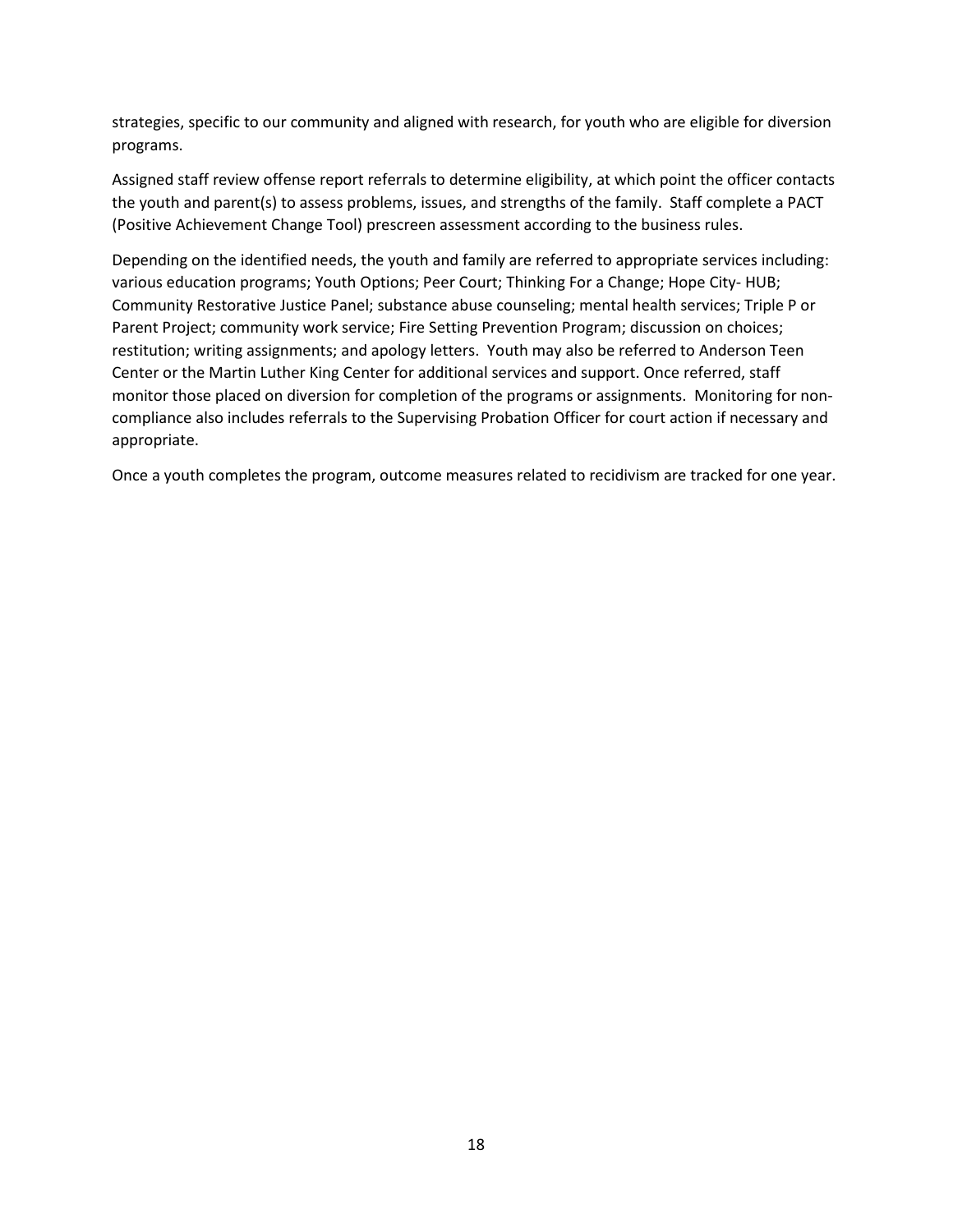strategies, specific to our community and aligned with research, for youth who are eligible for diversion programs.

Assigned staff review offense report referrals to determine eligibility, at which point the officer contacts the youth and parent(s) to assess problems, issues, and strengths of the family. Staff complete a PACT (Positive Achievement Change Tool) prescreen assessment according to the business rules.

Depending on the identified needs, the youth and family are referred to appropriate services including: various education programs; Youth Options; Peer Court; Thinking For a Change; Hope City- HUB; Community Restorative Justice Panel; substance abuse counseling; mental health services; Triple P or Parent Project; community work service; Fire Setting Prevention Program; discussion on choices; restitution; writing assignments; and apology letters. Youth may also be referred to Anderson Teen Center or the Martin Luther King Center for additional services and support. Once referred, staff monitor those placed on diversion for completion of the programs or assignments. Monitoring for non-compliance also includes referrals to the Supervising Probation Officer for court action if necessary and appropriate.

Once a youth completes the program, outcome measures related to recidivism are tracked for one year.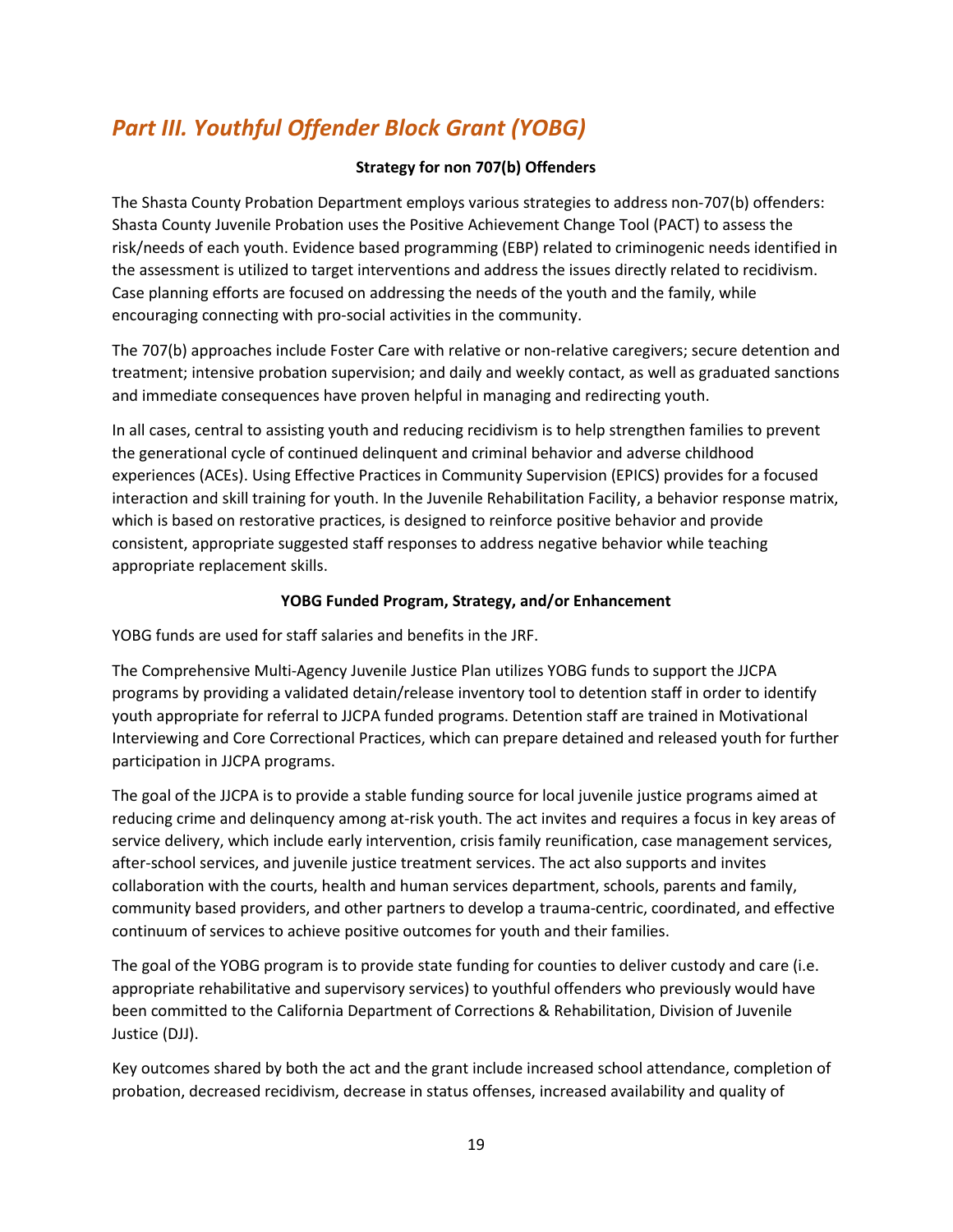# *Part III. Youthful Offender Block Grant (YOBG)*

**Strategy for non 707(b) Offenders**

The Shasta County Probation Department employs various strategies to address non-707(b) offenders: Shasta County Juvenile Probation uses the Positive Achievement Change Tool (PACT) to assess the risk/needs of each youth. Evidence based programming (EBP) related to criminogenic needs identified in the assessment is utilized to target interventions and address the issues directly related to recidivism. Case planning efforts are focused on addressing the needs of the youth and the family, while encouraging connecting with pro-social activities in the community.

The 707(b) approaches include Foster Care with relative or non-relative caregivers; secure detention and treatment; intensive probation supervision; and daily and weekly contact, as well as graduated sanctions and immediate consequences have proven helpful in managing and redirecting youth.

In all cases, central to assisting youth and reducing recidivism is to help strengthen families to prevent the generational cycle of continued delinquent and criminal behavior and adverse childhood experiences (ACEs). Using Effective Practices in Community Supervision (EPICS) provides for a focused interaction and skill training for youth. In the Juvenile Rehabilitation Facility, a behavior response matrix, which is based on restorative practices, is designed to reinforce positive behavior and provide consistent, appropriate suggested staff responses to address negative behavior while teaching appropriate replacement skills.

**YOBG Funded Program, Strategy, and/or Enhancement**

YOBG funds are used for staff salaries and benefits in the JRF.

The Comprehensive Multi-Agency Juvenile Justice Plan utilizes YOBG funds to support the JJCPA programs by providing a validated detain/release inventory tool to detention staff in order to identify youth appropriate for referral to JJCPA funded programs. Detention staff are trained in Motivational Interviewing and Core Correctional Practices, which can prepare detained and released youth for further participation in JJCPA programs.

The goal of the JJCPA is to provide a stable funding source for local juvenile justice programs aimed at reducing crime and delinquency among at-risk youth. The act invites and requires a focus in key areas of service delivery, which include early intervention, crisis family reunification, case management services, after-school services, and juvenile justice treatment services. The act also supports and invites collaboration with the courts, health and human services department, schools, parents and family, community based providers, and other partners to develop a trauma-centric, coordinated, and effective continuum of services to achieve positive outcomes for youth and their families.

The goal of the YOBG program is to provide state funding for counties to deliver custody and care (i.e. appropriate rehabilitative and supervisory services) to youthful offenders who previously would have been committed to the California Department of Corrections & Rehabilitation, Division of Juvenile Justice (DJJ).

Key outcomes shared by both the act and the grant include increased school attendance, completion of probation, decreased recidivism, decrease in status offenses, increased availability and quality of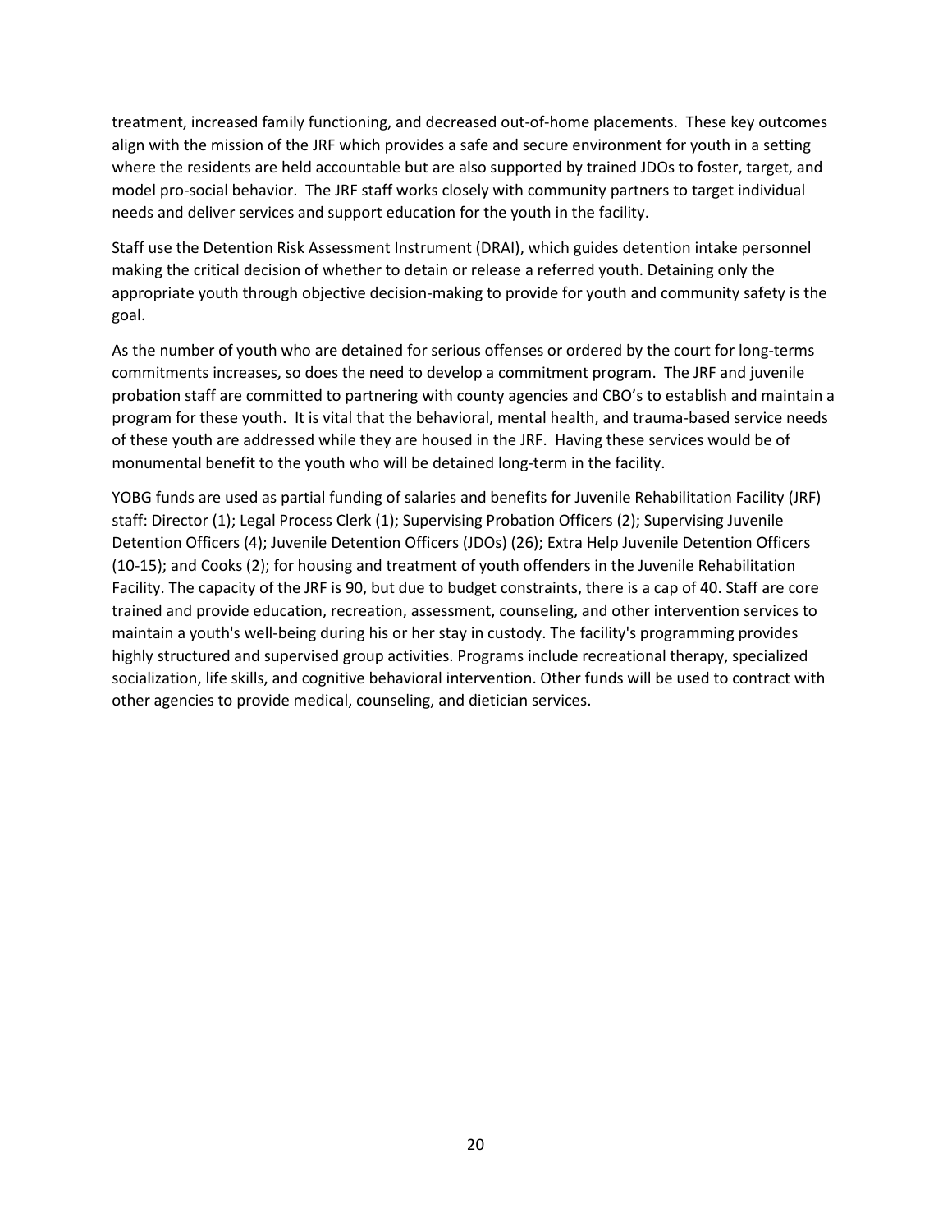treatment, increased family functioning, and decreased out-of-home placements. These key outcomes align with the mission of the JRF which provides a safe and secure environment for youth in a setting where the residents are held accountable but are also supported by trained JDOs to foster, target, and model pro-social behavior. The JRF staff works closely with community partners to target individual needs and deliver services and support education for the youth in the facility.

Staff use the Detention Risk Assessment Instrument (DRAI), which guides detention intake personnel making the critical decision of whether to detain or release a referred youth. Detaining only the appropriate youth through objective decision-making to provide for youth and community safety is the goal.

As the number of youth who are detained for serious offenses or ordered by the court for long-terms commitments increases, so does the need to develop a commitment program. The JRF and juvenile probation staff are committed to partnering with county agencies and CBO's to establish and maintain a program for these youth. It is vital that the behavioral, mental health, and trauma-based service needs of these youth are addressed while they are housed in the JRF. Having these services would be of monumental benefit to the youth who will be detained long-term in the facility.

YOBG funds are used as partial funding of salaries and benefits for Juvenile Rehabilitation Facility (JRF) staff: Director (1); Legal Process Clerk (1); Supervising Probation Officers (2); Supervising Juvenile Detention Officers (4); Juvenile Detention Officers (JDOs) (26); Extra Help Juvenile Detention Officers (10-15); and Cooks (2); for housing and treatment of youth offenders in the Juvenile Rehabilitation Facility. The capacity of the JRF is 90, but due to budget constraints, there is a cap of 40. Staff are core trained and provide education, recreation, assessment, counseling, and other intervention services to maintain a youth's well-being during his or her stay in custody. The facility's programming provides highly structured and supervised group activities. Programs include recreational therapy, specialized socialization, life skills, and cognitive behavioral intervention. Other funds will be used to contract with other agencies to provide medical, counseling, and dietician services.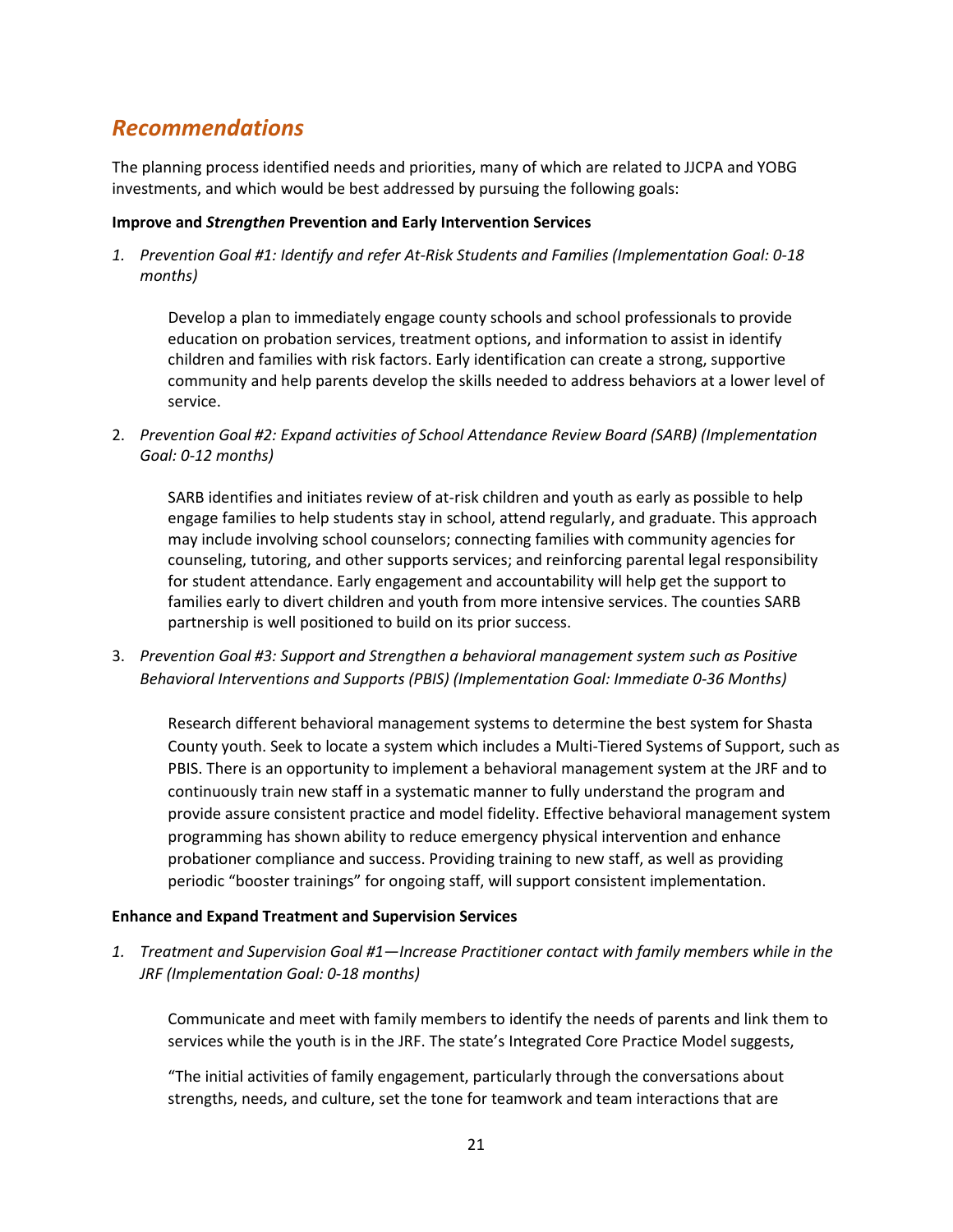## *Recommendations*

The planning process identified needs and priorities, many of which are related to JJCPA and YOBG investments, and which would be best addressed by pursuing the following goals:

**Improve and *Strengthen* Prevention and Early Intervention Services**

1. *Prevention Goal #1: Identify and refer At-Risk Students and Families (Implementation Goal: 0-18 months)*

   Develop a plan to immediately engage county schools and school professionals to provide education on probation services, treatment options, and information to assist in identify children and families with risk factors. Early identification can create a strong, supportive community and help parents develop the skills needed to address behaviors at a lower level of service.

2. *Prevention Goal #2: Expand activities of School Attendance Review Board (SARB) (Implementation Goal: 0-12 months)*

   SARB identifies and initiates review of at-risk children and youth as early as possible to help engage families to help students stay in school, attend regularly, and graduate. This approach may include involving school counselors; connecting families with community agencies for counseling, tutoring, and other supports services; and reinforcing parental legal responsibility for student attendance. Early engagement and accountability will help get the support to families early to divert children and youth from more intensive services. The counties SARB partnership is well positioned to build on its prior success.

3. *Prevention Goal #3: Support and Strengthen a behavioral management system such as Positive Behavioral Interventions and Supports (PBIS) (Implementation Goal: Immediate 0-36 Months)*

   Research different behavioral management systems to determine the best system for Shasta County youth. Seek to locate a system which includes a Multi-Tiered Systems of Support, such as PBIS. There is an opportunity to implement a behavioral management system at the JRF and to continuously train new staff in a systematic manner to fully understand the program and provide assure consistent practice and model fidelity. Effective behavioral management system programming has shown ability to reduce emergency physical intervention and enhance probationer compliance and success. Providing training to new staff, as well as providing periodic "booster trainings" for ongoing staff, will support consistent implementation.

**Enhance and Expand Treatment and Supervision Services**

1. *Treatment and Supervision Goal #1—Increase Practitioner contact with family members while in the JRF (Implementation Goal: 0-18 months)*

   Communicate and meet with family members to identify the needs of parents and link them to services while the youth is in the JRF. The state's Integrated Core Practice Model suggests,

   "The initial activities of family engagement, particularly through the conversations about strengths, needs, and culture, set the tone for teamwork and team interactions that are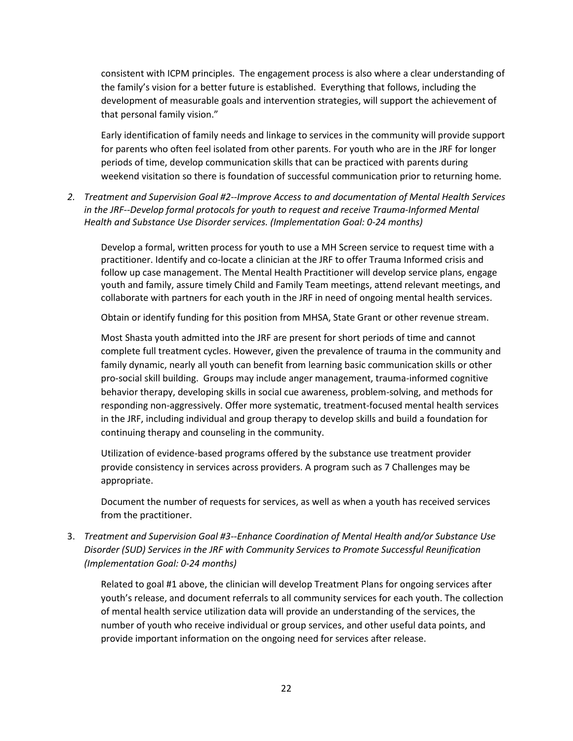consistent with ICPM principles. The engagement process is also where a clear understanding of the family's vision for a better future is established. Everything that follows, including the development of measurable goals and intervention strategies, will support the achievement of that personal family vision."

Early identification of family needs and linkage to services in the community will provide support for parents who often feel isolated from other parents. For youth who are in the JRF for longer periods of time, develop communication skills that can be practiced with parents during weekend visitation so there is foundation of successful communication prior to returning home.

2. *Treatment and Supervision Goal #2--Improve Access to and documentation of Mental Health Services in the JRF--Develop formal protocols for youth to request and receive Trauma-Informed Mental Health and Substance Use Disorder services. (Implementation Goal: 0-24 months)*

   Develop a formal, written process for youth to use a MH Screen service to request time with a practitioner. Identify and co-locate a clinician at the JRF to offer Trauma Informed crisis and follow up case management. The Mental Health Practitioner will develop service plans, engage youth and family, assure timely Child and Family Team meetings, attend relevant meetings, and collaborate with partners for each youth in the JRF in need of ongoing mental health services.

   Obtain or identify funding for this position from MHSA, State Grant or other revenue stream.

   Most Shasta youth admitted into the JRF are present for short periods of time and cannot complete full treatment cycles. However, given the prevalence of trauma in the community and family dynamic, nearly all youth can benefit from learning basic communication skills or other pro-social skill building. Groups may include anger management, trauma-informed cognitive behavior therapy, developing skills in social cue awareness, problem-solving, and methods for responding non-aggressively. Offer more systematic, treatment-focused mental health services in the JRF, including individual and group therapy to develop skills and build a foundation for continuing therapy and counseling in the community.

   Utilization of evidence-based programs offered by the substance use treatment provider provide consistency in services across providers. A program such as 7 Challenges may be appropriate.

   Document the number of requests for services, as well as when a youth has received services from the practitioner.

3. *Treatment and Supervision Goal #3--Enhance Coordination of Mental Health and/or Substance Use Disorder (SUD) Services in the JRF with Community Services to Promote Successful Reunification (Implementation Goal: 0-24 months)*

   Related to goal #1 above, the clinician will develop Treatment Plans for ongoing services after youth's release, and document referrals to all community services for each youth. The collection of mental health service utilization data will provide an understanding of the services, the number of youth who receive individual or group services, and other useful data points, and provide important information on the ongoing need for services after release.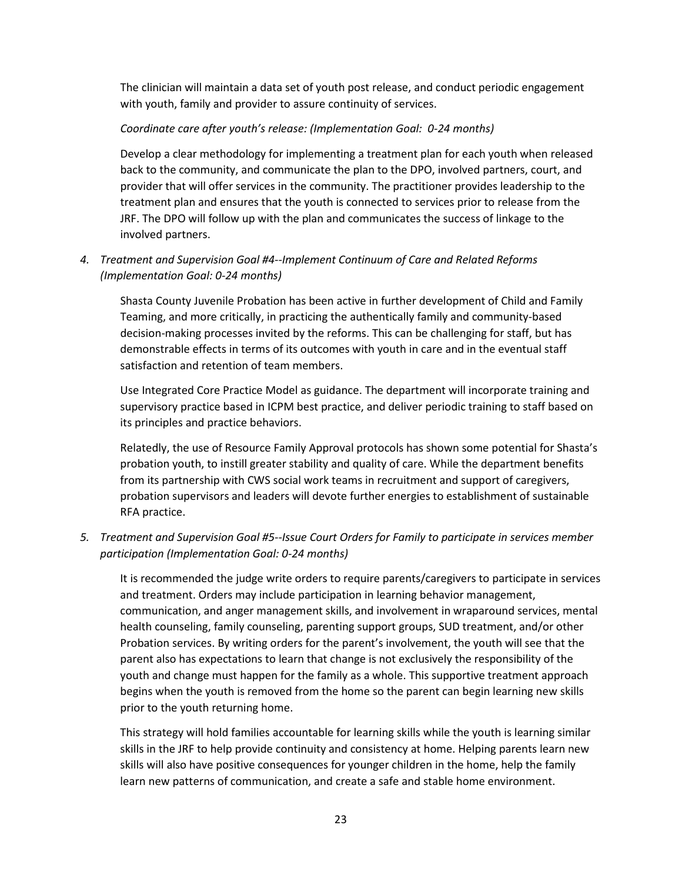The clinician will maintain a data set of youth post release, and conduct periodic engagement with youth, family and provider to assure continuity of services.

*Coordinate care after youth's release: (Implementation Goal: 0-24 months)*

Develop a clear methodology for implementing a treatment plan for each youth when released back to the community, and communicate the plan to the DPO, involved partners, court, and provider that will offer services in the community. The practitioner provides leadership to the treatment plan and ensures that the youth is connected to services prior to release from the JRF. The DPO will follow up with the plan and communicates the success of linkage to the involved partners.

4. *Treatment and Supervision Goal #4--Implement Continuum of Care and Related Reforms (Implementation Goal: 0-24 months)*

   Shasta County Juvenile Probation has been active in further development of Child and Family Teaming, and more critically, in practicing the authentically family and community-based decision-making processes invited by the reforms. This can be challenging for staff, but has demonstrable effects in terms of its outcomes with youth in care and in the eventual staff satisfaction and retention of team members.

   Use Integrated Core Practice Model as guidance. The department will incorporate training and supervisory practice based in ICPM best practice, and deliver periodic training to staff based on its principles and practice behaviors.

   Relatedly, the use of Resource Family Approval protocols has shown some potential for Shasta's probation youth, to instill greater stability and quality of care. While the department benefits from its partnership with CWS social work teams in recruitment and support of caregivers, probation supervisors and leaders will devote further energies to establishment of sustainable RFA practice.

5. *Treatment and Supervision Goal #5--Issue Court Orders for Family to participate in services member participation (Implementation Goal: 0-24 months)*

   It is recommended the judge write orders to require parents/caregivers to participate in services and treatment. Orders may include participation in learning behavior management, communication, and anger management skills, and involvement in wraparound services, mental health counseling, family counseling, parenting support groups, SUD treatment, and/or other Probation services. By writing orders for the parent's involvement, the youth will see that the parent also has expectations to learn that change is not exclusively the responsibility of the youth and change must happen for the family as a whole. This supportive treatment approach begins when the youth is removed from the home so the parent can begin learning new skills prior to the youth returning home.

   This strategy will hold families accountable for learning skills while the youth is learning similar skills in the JRF to help provide continuity and consistency at home. Helping parents learn new skills will also have positive consequences for younger children in the home, help the family learn new patterns of communication, and create a safe and stable home environment.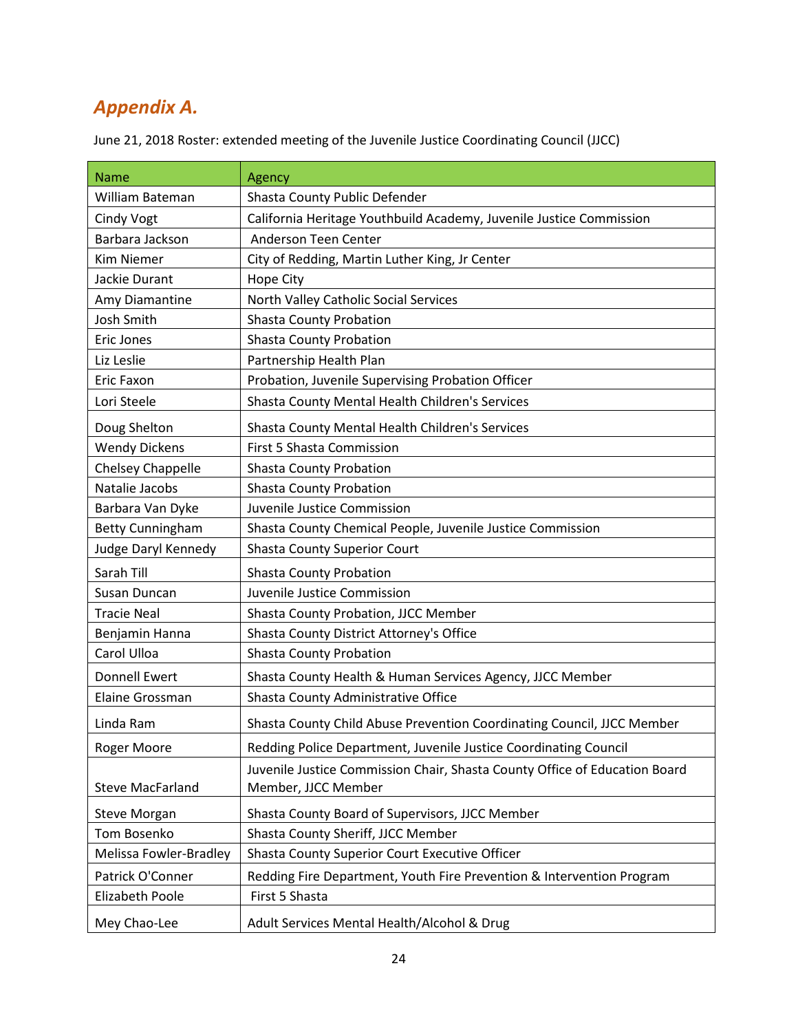## *Appendix A.*

June 21, 2018 Roster: extended meeting of the Juvenile Justice Coordinating Council (JJCC)

| Name | Agency |
|---|---|
| William Bateman | Shasta County Public Defender |
| Cindy Vogt | California Heritage Youthbuild Academy, Juvenile Justice Commission |
| Barbara Jackson | Anderson Teen Center |
| Kim Niemer | City of Redding, Martin Luther King, Jr Center |
| Jackie Durant | Hope City |
| Amy Diamantine | North Valley Catholic Social Services |
| Josh Smith | Shasta County Probation |
| Eric Jones | Shasta County Probation |
| Liz Leslie | Partnership Health Plan |
| Eric Faxon | Probation, Juvenile Supervising Probation Officer |
| Lori Steele | Shasta County Mental Health Children's Services |
| Doug Shelton | Shasta County Mental Health Children's Services |
| Wendy Dickens | First 5 Shasta Commission |
| Chelsey Chappelle | Shasta County Probation |
| Natalie Jacobs | Shasta County Probation |
| Barbara Van Dyke | Juvenile Justice Commission |
| Betty Cunningham | Shasta County Chemical People, Juvenile Justice Commission |
| Judge Daryl Kennedy | Shasta County Superior Court |
| Sarah Till | Shasta County Probation |
| Susan Duncan | Juvenile Justice Commission |
| Tracie Neal | Shasta County Probation, JJCC Member |
| Benjamin Hanna | Shasta County District Attorney's Office |
| Carol Ulloa | Shasta County Probation |
| Donnell Ewert | Shasta County Health & Human Services Agency, JJCC Member |
| Elaine Grossman | Shasta County Administrative Office |
| Linda Ram | Shasta County Child Abuse Prevention Coordinating Council, JJCC Member |
| Roger Moore | Redding Police Department, Juvenile Justice Coordinating Council |
| Steve MacFarland | Juvenile Justice Commission Chair, Shasta County Office of Education Board Member, JJCC Member |
| Steve Morgan | Shasta County Board of Supervisors, JJCC Member |
| Tom Bosenko | Shasta County Sheriff, JJCC Member |
| Melissa Fowler-Bradley | Shasta County Superior Court Executive Officer |
| Patrick O'Conner | Redding Fire Department, Youth Fire Prevention & Intervention Program |
| Elizabeth Poole | First 5 Shasta |
| Mey Chao-Lee | Adult Services Mental Health/Alcohol & Drug |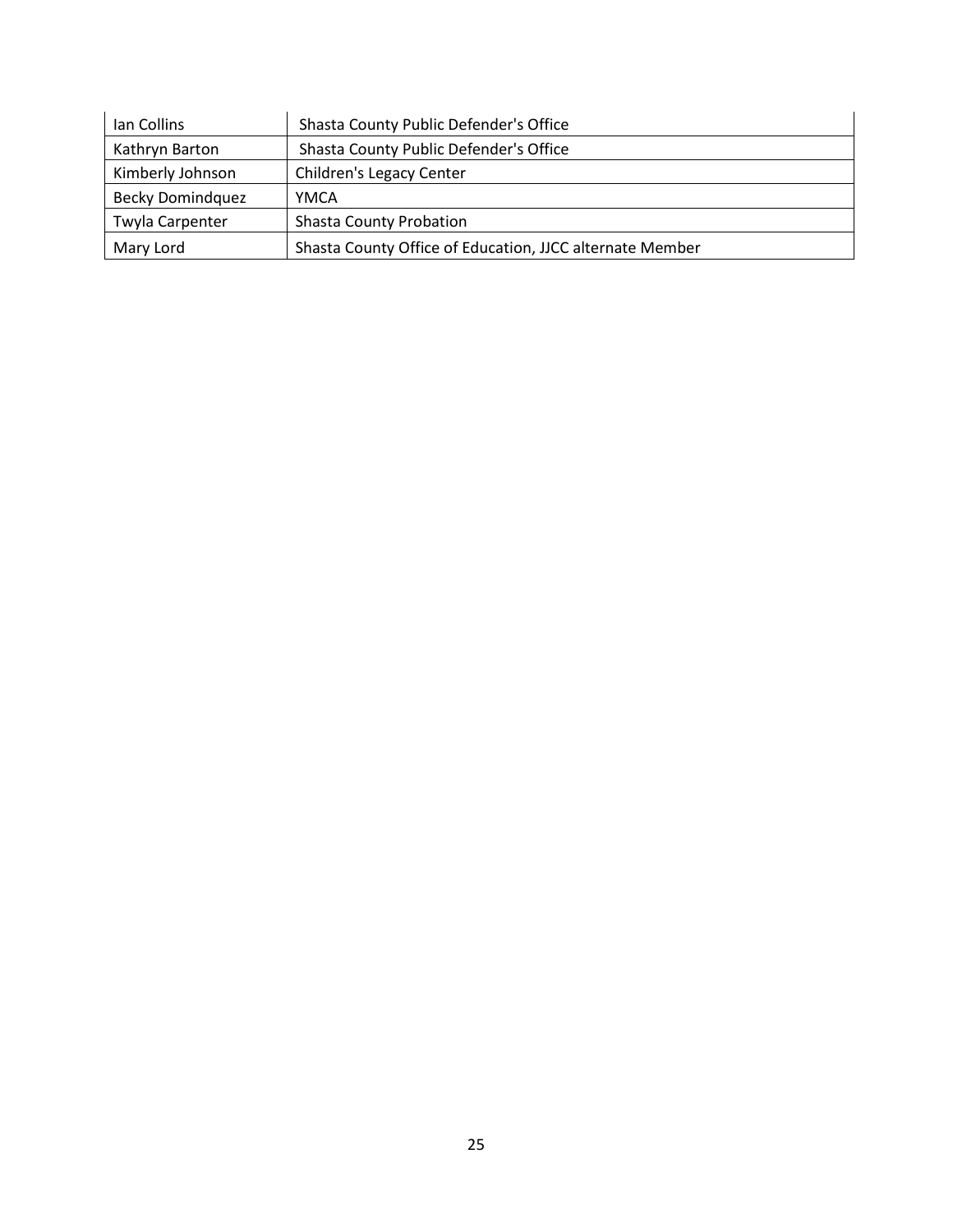| Ian Collins | Shasta County Public Defender's Office |
|---|---|
| Kathryn Barton | Shasta County Public Defender's Office |
| Kimberly Johnson | Children's Legacy Center |
| Becky Domindquez | YMCA |
| Twyla Carpenter | Shasta County Probation |
| Mary Lord | Shasta County Office of Education, JJCC alternate Member |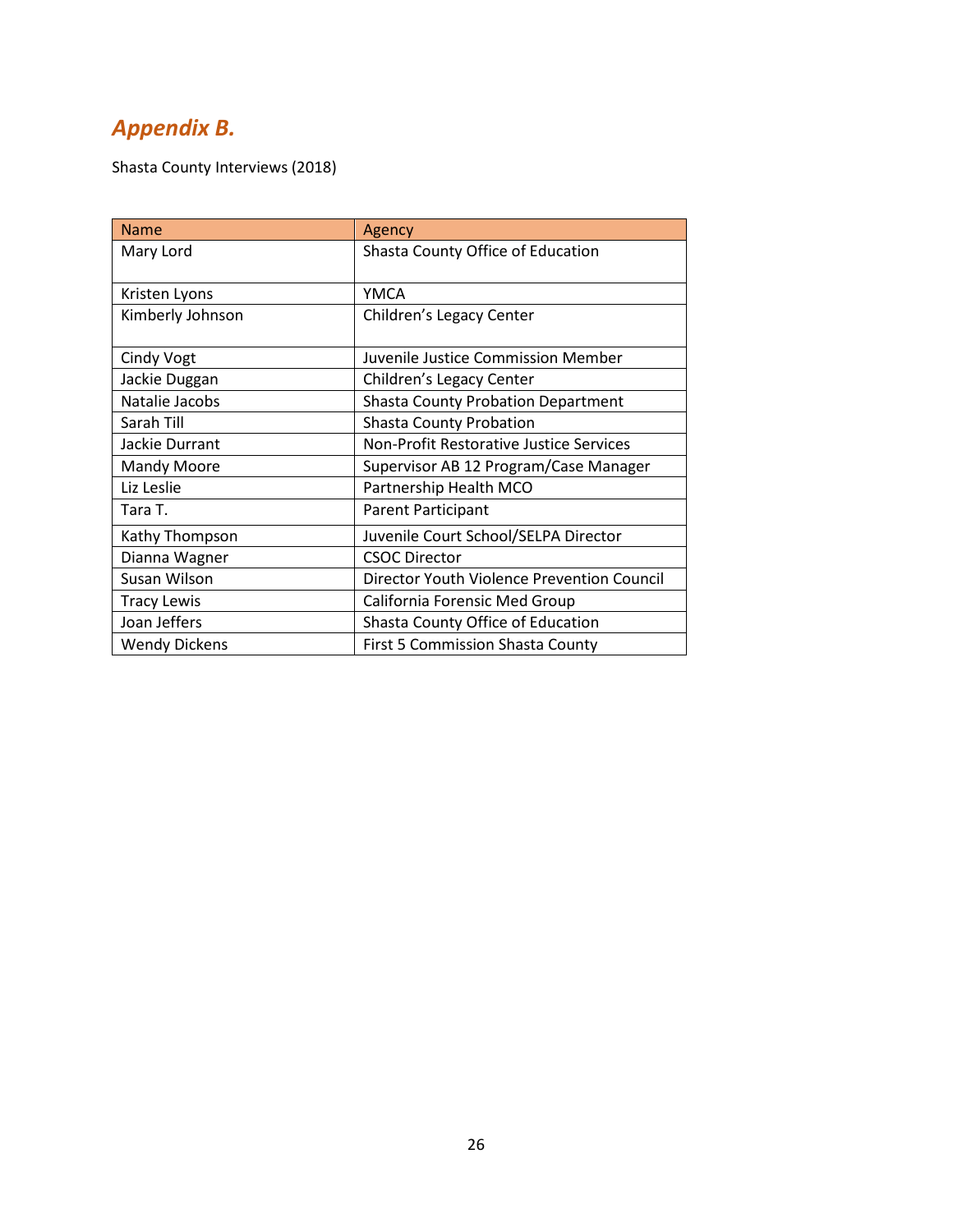## *Appendix B.*

Shasta County Interviews (2018)

| Name | Agency |
|---|---|
| Mary Lord | Shasta County Office of Education |
| Kristen Lyons | YMCA |
| Kimberly Johnson | Children's Legacy Center |
| Cindy Vogt | Juvenile Justice Commission Member |
| Jackie Duggan | Children's Legacy Center |
| Natalie Jacobs | Shasta County Probation Department |
| Sarah Till | Shasta County Probation |
| Jackie Durrant | Non-Profit Restorative Justice Services |
| Mandy Moore | Supervisor AB 12 Program/Case Manager |
| Liz Leslie | Partnership Health MCO |
| Tara T. | Parent Participant |
| Kathy Thompson | Juvenile Court School/SELPA Director |
| Dianna Wagner | CSOC Director |
| Susan Wilson | Director Youth Violence Prevention Council |
| Tracy Lewis | California Forensic Med Group |
| Joan Jeffers | Shasta County Office of Education |
| Wendy Dickens | First 5 Commission Shasta County |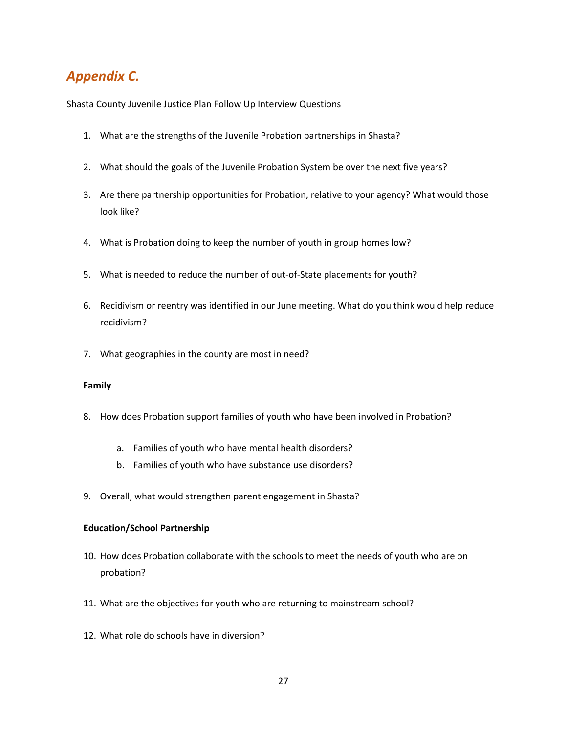## *Appendix C.*

Shasta County Juvenile Justice Plan Follow Up Interview Questions

1. What are the strengths of the Juvenile Probation partnerships in Shasta?
2. What should the goals of the Juvenile Probation System be over the next five years?
3. Are there partnership opportunities for Probation, relative to your agency? What would those look like?
4. What is Probation doing to keep the number of youth in group homes low?
5. What is needed to reduce the number of out-of-State placements for youth?
6. Recidivism or reentry was identified in our June meeting. What do you think would help reduce recidivism?
7. What geographies in the county are most in need?

**Family**

8. How does Probation support families of youth who have been involved in Probation?
   a. Families of youth who have mental health disorders?
   b. Families of youth who have substance use disorders?
9. Overall, what would strengthen parent engagement in Shasta?

**Education/School Partnership**

10. How does Probation collaborate with the schools to meet the needs of youth who are on probation?
11. What are the objectives for youth who are returning to mainstream school?
12. What role do schools have in diversion?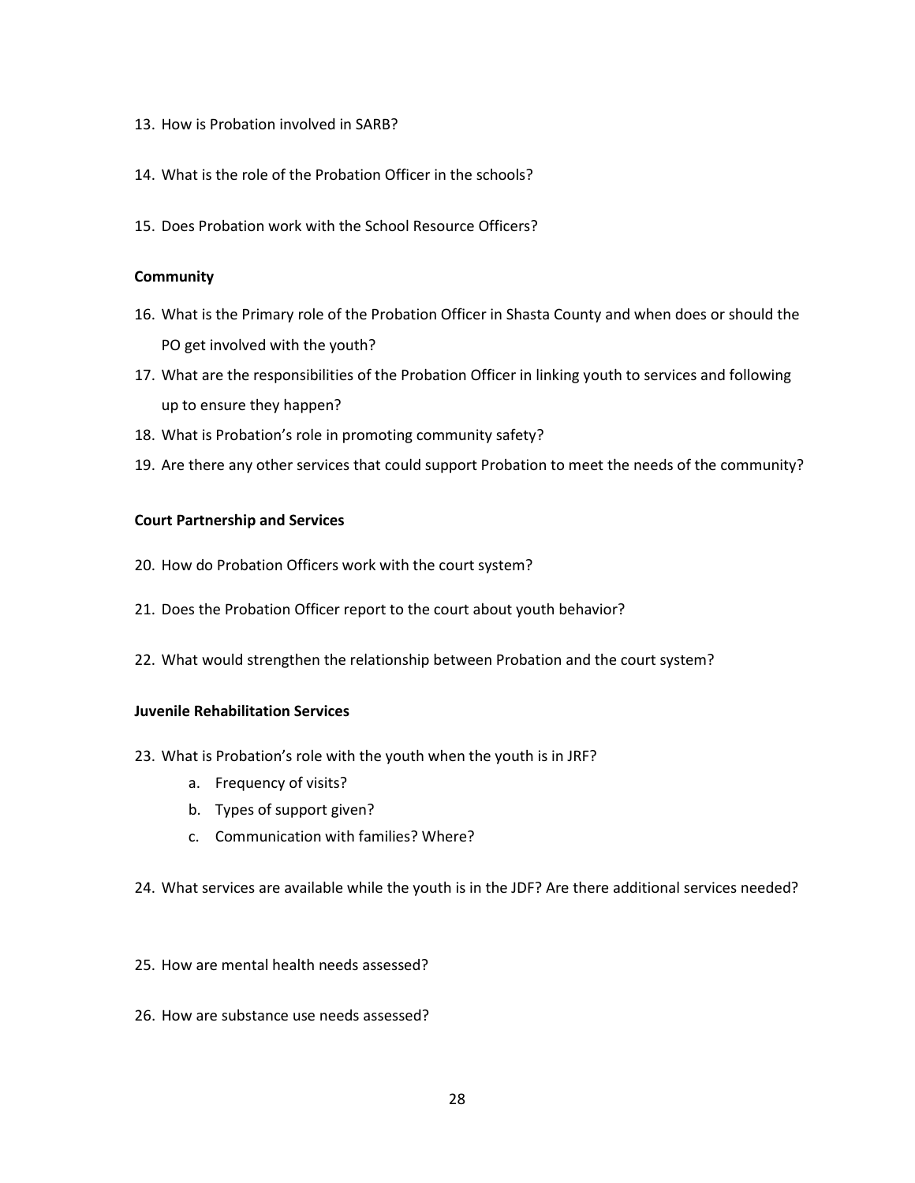13. How is Probation involved in SARB?

14. What is the role of the Probation Officer in the schools?

15. Does Probation work with the School Resource Officers?

**Community**

16. What is the Primary role of the Probation Officer in Shasta County and when does or should the PO get involved with the youth?
17. What are the responsibilities of the Probation Officer in linking youth to services and following up to ensure they happen?
18. What is Probation's role in promoting community safety?
19. Are there any other services that could support Probation to meet the needs of the community?

**Court Partnership and Services**

20. How do Probation Officers work with the court system?

21. Does the Probation Officer report to the court about youth behavior?

22. What would strengthen the relationship between Probation and the court system?

**Juvenile Rehabilitation Services**

23. What is Probation's role with the youth when the youth is in JRF?
    a. Frequency of visits?
    b. Types of support given?
    c. Communication with families? Where?

24. What services are available while the youth is in the JDF? Are there additional services needed?

25. How are mental health needs assessed?

26. How are substance use needs assessed?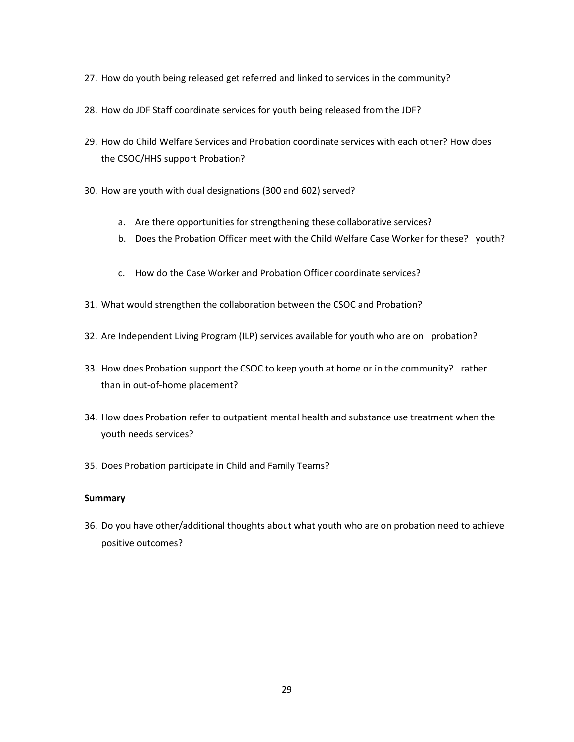27. How do youth being released get referred and linked to services in the community?

28. How do JDF Staff coordinate services for youth being released from the JDF?

29. How do Child Welfare Services and Probation coordinate services with each other? How does the CSOC/HHS support Probation?

30. How are youth with dual designations (300 and 602) served?

    a. Are there opportunities for strengthening these collaborative services?
    b. Does the Probation Officer meet with the Child Welfare Case Worker for these? youth?
    c. How do the Case Worker and Probation Officer coordinate services?

31. What would strengthen the collaboration between the CSOC and Probation?

32. Are Independent Living Program (ILP) services available for youth who are on probation?

33. How does Probation support the CSOC to keep youth at home or in the community? rather than in out-of-home placement?

34. How does Probation refer to outpatient mental health and substance use treatment when the youth needs services?

35. Does Probation participate in Child and Family Teams?

**Summary**

36. Do you have other/additional thoughts about what youth who are on probation need to achieve positive outcomes?